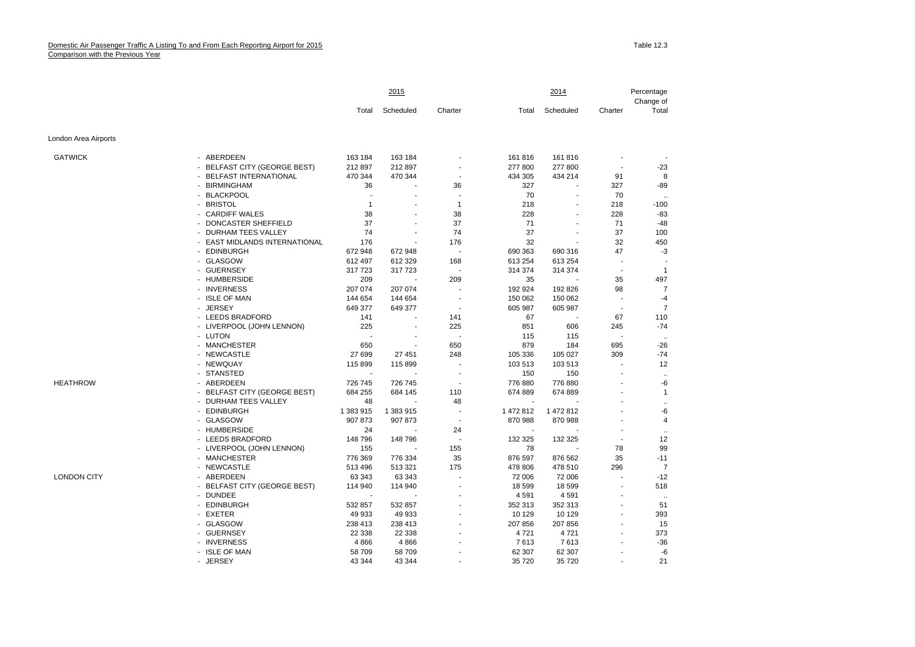Domestic Air Passenger Traffic A Listing To and From Each Reporting Airport for 2015
Comparison with the Previous Year

Table 12.3

| | | 2015 | | | 2014 | | | Percentage Change of |
|---|---|---|---|---|---|---|---|---|
| | | Total | Scheduled | Charter | Total | Scheduled | Charter | Total |
| London Area Airports | | | | | | | | |
| GATWICK | - ABERDEEN | 163 184 | 163 184 | - | 161 816 | 161 816 | - | - |
| | - BELFAST CITY (GEORGE BEST) | 212 897 | 212 897 | - | 277 800 | 277 800 | - | -23 |
| | - BELFAST INTERNATIONAL | 470 344 | 470 344 | - | 434 305 | 434 214 | 91 | 8 |
| | - BIRMINGHAM | 36 | - | 36 | 327 | - | 327 | -89 |
| | - BLACKPOOL | - | - | - | 70 | - | 70 | .. |
| | - BRISTOL | 1 | - | 1 | 218 | - | 218 | -100 |
| | - CARDIFF WALES | 38 | - | 38 | 228 | - | 228 | -83 |
| | - DONCASTER SHEFFIELD | 37 | - | 37 | 71 | - | 71 | -48 |
| | - DURHAM TEES VALLEY | 74 | - | 74 | 37 | - | 37 | 100 |
| | - EAST MIDLANDS INTERNATIONAL | 176 | - | 176 | 32 | - | 32 | 450 |
| | - EDINBURGH | 672 948 | 672 948 | - | 690 363 | 690 316 | 47 | -3 |
| | - GLASGOW | 612 497 | 612 329 | 168 | 613 254 | 613 254 | - | - |
| | - GUERNSEY | 317 723 | 317 723 | - | 314 374 | 314 374 | - | 1 |
| | - HUMBERSIDE | 209 | - | 209 | 35 | - | 35 | 497 |
| | - INVERNESS | 207 074 | 207 074 | - | 192 924 | 192 826 | 98 | 7 |
| | - ISLE OF MAN | 144 654 | 144 654 | - | 150 062 | 150 062 | - | -4 |
| | - JERSEY | 649 377 | 649 377 | - | 605 987 | 605 987 | - | 7 |
| | - LEEDS BRADFORD | 141 | - | 141 | 67 | - | 67 | 110 |
| | - LIVERPOOL (JOHN LENNON) | 225 | - | 225 | 851 | 606 | 245 | -74 |
| | - LUTON | - | - | - | 115 | 115 | - | .. |
| | - MANCHESTER | 650 | - | 650 | 879 | 184 | 695 | -26 |
| | - NEWCASTLE | 27 699 | 27 451 | 248 | 105 336 | 105 027 | 309 | -74 |
| | - NEWQUAY | 115 899 | 115 899 | - | 103 513 | 103 513 | - | 12 |
| | - STANSTED | - | - | - | 150 | 150 | - | .. |
| HEATHROW | - ABERDEEN | 726 745 | 726 745 | - | 776 880 | 776 880 | - | -6 |
| | - BELFAST CITY (GEORGE BEST) | 684 255 | 684 145 | 110 | 674 889 | 674 889 | - | 1 |
| | - DURHAM TEES VALLEY | 48 | - | 48 | - | - | - | .. |
| | - EDINBURGH | 1 383 915 | 1 383 915 | - | 1 472 812 | 1 472 812 | - | -6 |
| | - GLASGOW | 907 873 | 907 873 | - | 870 988 | 870 988 | - | 4 |
| | - HUMBERSIDE | 24 | - | 24 | - | - | - | .. |
| | - LEEDS BRADFORD | 148 796 | 148 796 | - | 132 325 | 132 325 | - | 12 |
| | - LIVERPOOL (JOHN LENNON) | 155 | - | 155 | 78 | - | 78 | 99 |
| | - MANCHESTER | 776 369 | 776 334 | 35 | 876 597 | 876 562 | 35 | -11 |
| | - NEWCASTLE | 513 496 | 513 321 | 175 | 478 806 | 478 510 | 296 | 7 |
| LONDON CITY | - ABERDEEN | 63 343 | 63 343 | - | 72 006 | 72 006 | - | -12 |
| | - BELFAST CITY (GEORGE BEST) | 114 940 | 114 940 | - | 18 599 | 18 599 | - | 518 |
| | - DUNDEE | - | - | - | 4 591 | 4 591 | - | .. |
| | - EDINBURGH | 532 857 | 532 857 | - | 352 313 | 352 313 | - | 51 |
| | - EXETER | 49 933 | 49 933 | - | 10 129 | 10 129 | - | 393 |
| | - GLASGOW | 238 413 | 238 413 | - | 207 856 | 207 856 | - | 15 |
| | - GUERNSEY | 22 338 | 22 338 | - | 4 721 | 4 721 | - | 373 |
| | - INVERNESS | 4 866 | 4 866 | - | 7 613 | 7 613 | - | -36 |
| | - ISLE OF MAN | 58 709 | 58 709 | - | 62 307 | 62 307 | - | -6 |
| | - JERSEY | 43 344 | 43 344 | - | 35 720 | 35 720 | - | 21 |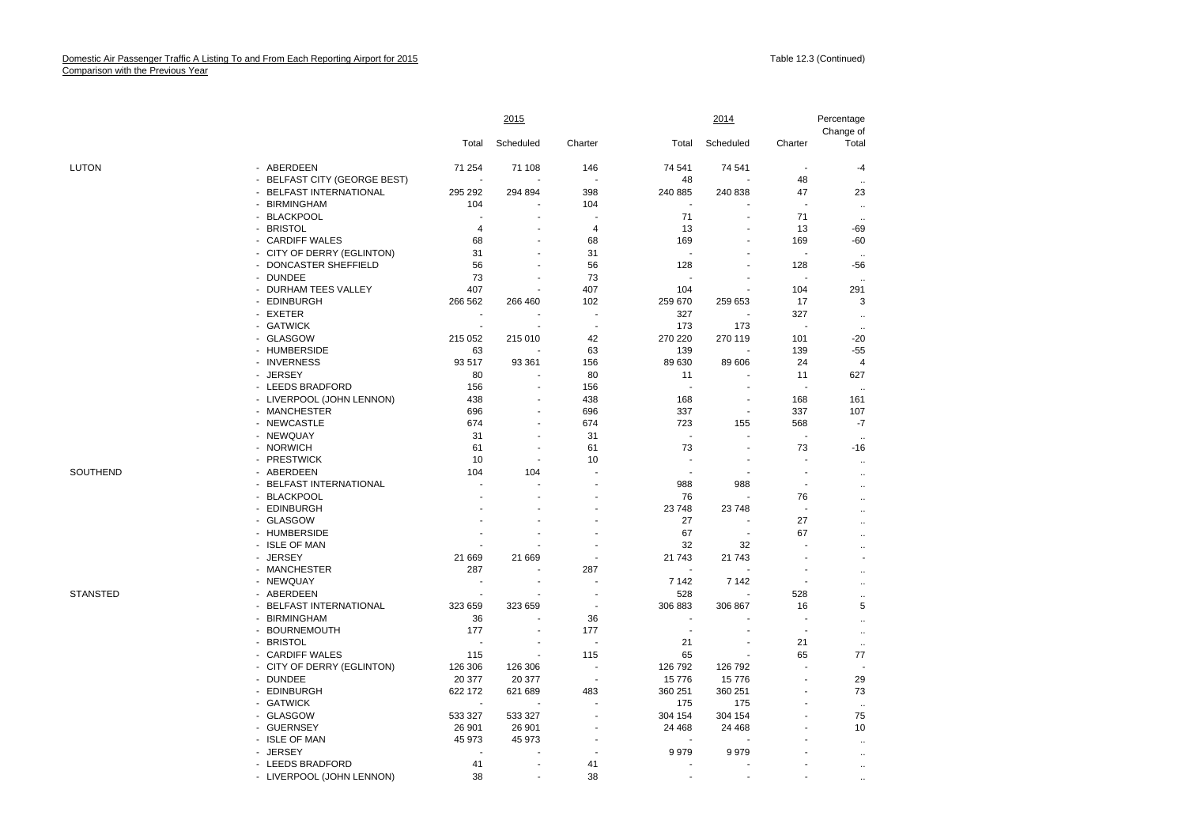Domestic Air Passenger Traffic A Listing To and From Each Reporting Airport for 2015
Comparison with the Previous Year

Table 12.3 (Continued)

| | | 2015 | | | 2014 | | | Percentage Change of |
|---|---|---|---|---|---|---|---|---|
| | | Total | Scheduled | Charter | Total | Scheduled | Charter | Total |
| LUTON | - ABERDEEN | 71 254 | 71 108 | 146 | 74 541 | 74 541 | - | -4 |
| | - BELFAST CITY (GEORGE BEST) | - | - | - | 48 | - | 48 | .. |
| | - BELFAST INTERNATIONAL | 295 292 | 294 894 | 398 | 240 885 | 240 838 | 47 | 23 |
| | - BIRMINGHAM | 104 | - | 104 | - | - | - | .. |
| | - BLACKPOOL | - | - | - | 71 | - | 71 | .. |
| | - BRISTOL | 4 | - | 4 | 13 | - | 13 | -69 |
| | - CARDIFF WALES | 68 | - | 68 | 169 | - | 169 | -60 |
| | - CITY OF DERRY (EGLINTON) | 31 | - | 31 | - | - | - | .. |
| | - DONCASTER SHEFFIELD | 56 | - | 56 | 128 | - | 128 | -56 |
| | - DUNDEE | 73 | - | 73 | - | - | - | .. |
| | - DURHAM TEES VALLEY | 407 | - | 407 | 104 | - | 104 | 291 |
| | - EDINBURGH | 266 562 | 266 460 | 102 | 259 670 | 259 653 | 17 | 3 |
| | - EXETER | - | - | - | 327 | - | 327 | .. |
| | - GATWICK | - | - | - | 173 | 173 | - | .. |
| | - GLASGOW | 215 052 | 215 010 | 42 | 270 220 | 270 119 | 101 | -20 |
| | - HUMBERSIDE | 63 | - | 63 | 139 | - | 139 | -55 |
| | - INVERNESS | 93 517 | 93 361 | 156 | 89 630 | 89 606 | 24 | 4 |
| | - JERSEY | 80 | - | 80 | 11 | - | 11 | 627 |
| | - LEEDS BRADFORD | 156 | - | 156 | - | - | - | .. |
| | - LIVERPOOL (JOHN LENNON) | 438 | - | 438 | 168 | - | 168 | 161 |
| | - MANCHESTER | 696 | - | 696 | 337 | - | 337 | 107 |
| | - NEWCASTLE | 674 | - | 674 | 723 | 155 | 568 | -7 |
| | - NEWQUAY | 31 | - | 31 | - | - | - | .. |
| | - NORWICH | 61 | - | 61 | 73 | - | 73 | -16 |
| | - PRESTWICK | 10 | - | 10 | - | - | - | .. |
| SOUTHEND | - ABERDEEN | 104 | 104 | - | - | - | - | .. |
| | - BELFAST INTERNATIONAL | - | - | - | 988 | 988 | - | .. |
| | - BLACKPOOL | - | - | - | 76 | - | 76 | .. |
| | - EDINBURGH | - | - | - | 23 748 | 23 748 | - | .. |
| | - GLASGOW | - | - | - | 27 | - | 27 | .. |
| | - HUMBERSIDE | - | - | - | 67 | - | 67 | .. |
| | - ISLE OF MAN | - | - | - | 32 | 32 | - | .. |
| | - JERSEY | 21 669 | 21 669 | - | 21 743 | 21 743 | - | - |
| | - MANCHESTER | 287 | - | 287 | - | - | - | .. |
| | - NEWQUAY | - | - | - | 7 142 | 7 142 | - | .. |
| STANSTED | - ABERDEEN | - | - | - | 528 | - | 528 | .. |
| | - BELFAST INTERNATIONAL | 323 659 | 323 659 | - | 306 883 | 306 867 | 16 | 5 |
| | - BIRMINGHAM | 36 | - | 36 | - | - | - | .. |
| | - BOURNEMOUTH | 177 | - | 177 | - | - | - | .. |
| | - BRISTOL | - | - | - | 21 | - | 21 | .. |
| | - CARDIFF WALES | 115 | - | 115 | 65 | - | 65 | 77 |
| | - CITY OF DERRY (EGLINTON) | 126 306 | 126 306 | - | 126 792 | 126 792 | - | - |
| | - DUNDEE | 20 377 | 20 377 | - | 15 776 | 15 776 | - | 29 |
| | - EDINBURGH | 622 172 | 621 689 | 483 | 360 251 | 360 251 | - | 73 |
| | - GATWICK | - | - | - | 175 | 175 | - | .. |
| | - GLASGOW | 533 327 | 533 327 | - | 304 154 | 304 154 | - | 75 |
| | - GUERNSEY | 26 901 | 26 901 | - | 24 468 | 24 468 | - | 10 |
| | - ISLE OF MAN | 45 973 | 45 973 | - | - | - | - | .. |
| | - JERSEY | - | - | - | 9 979 | 9 979 | - | .. |
| | - LEEDS BRADFORD | 41 | - | 41 | - | - | - | .. |
| | - LIVERPOOL (JOHN LENNON) | 38 | - | 38 | - | - | - | .. |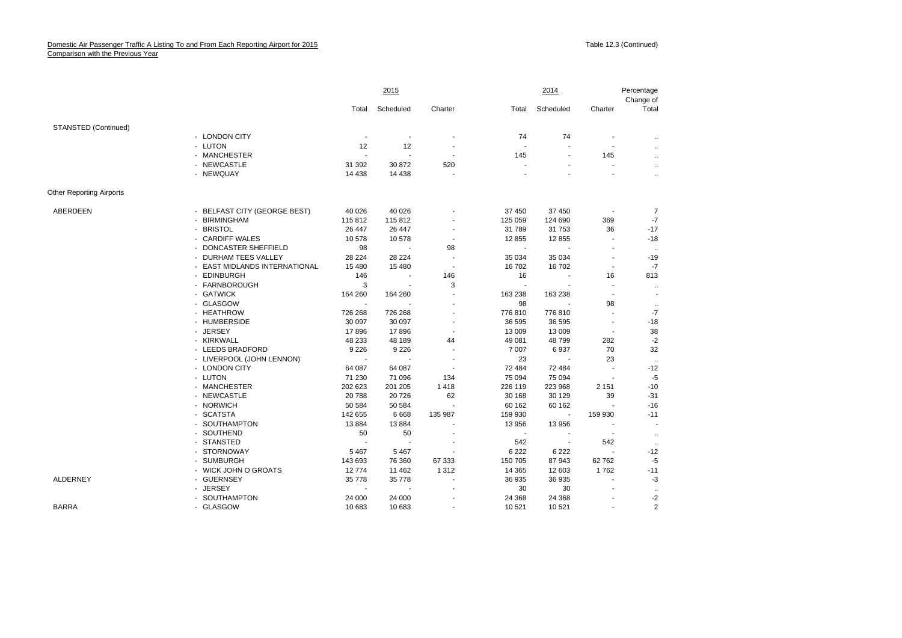Domestic Air Passenger Traffic A Listing To and From Each Reporting Airport for 2015
Comparison with the Previous Year

Table 12.3 (Continued)

| | | 2015 | | | 2014 | | | Percentage Change of |
|---|---|---|---|---|---|---|---|---|
| | | Total | Scheduled | Charter | Total | Scheduled | Charter | Total |
| STANSTED (Continued) | | | | | | | | |
| | - LONDON CITY | - | - | - | 74 | 74 | - | .. |
| | - LUTON | 12 | 12 | - | - | - | - | .. |
| | - MANCHESTER | - | - | - | 145 | - | 145 | .. |
| | - NEWCASTLE | 31 392 | 30 872 | 520 | - | - | - | .. |
| | - NEWQUAY | 14 438 | 14 438 | - | - | - | - | .. |
| Other Reporting Airports | | | | | | | | |
| ABERDEEN | - BELFAST CITY (GEORGE BEST) | 40 026 | 40 026 | - | 37 450 | 37 450 | - | 7 |
| | - BIRMINGHAM | 115 812 | 115 812 | - | 125 059 | 124 690 | 369 | -7 |
| | - BRISTOL | 26 447 | 26 447 | - | 31 789 | 31 753 | 36 | -17 |
| | - CARDIFF WALES | 10 578 | 10 578 | - | 12 855 | 12 855 | - | -18 |
| | - DONCASTER SHEFFIELD | 98 | - | 98 | - | - | - | .. |
| | - DURHAM TEES VALLEY | 28 224 | 28 224 | - | 35 034 | 35 034 | - | -19 |
| | - EAST MIDLANDS INTERNATIONAL | 15 480 | 15 480 | - | 16 702 | 16 702 | - | -7 |
| | - EDINBURGH | 146 | - | 146 | 16 | - | 16 | 813 |
| | - FARNBOROUGH | 3 | - | 3 | - | - | - | .. |
| | - GATWICK | 164 260 | 164 260 | - | 163 238 | 163 238 | - | - |
| | - GLASGOW | - | - | - | 98 | - | 98 | .. |
| | - HEATHROW | 726 268 | 726 268 | - | 776 810 | 776 810 | - | -7 |
| | - HUMBERSIDE | 30 097 | 30 097 | - | 36 595 | 36 595 | - | -18 |
| | - JERSEY | 17 896 | 17 896 | - | 13 009 | 13 009 | - | 38 |
| | - KIRKWALL | 48 233 | 48 189 | 44 | 49 081 | 48 799 | 282 | -2 |
| | - LEEDS BRADFORD | 9 226 | 9 226 | - | 7 007 | 6 937 | 70 | 32 |
| | - LIVERPOOL (JOHN LENNON) | - | - | - | 23 | - | 23 | .. |
| | - LONDON CITY | 64 087 | 64 087 | - | 72 484 | 72 484 | - | -12 |
| | - LUTON | 71 230 | 71 096 | 134 | 75 094 | 75 094 | - | -5 |
| | - MANCHESTER | 202 623 | 201 205 | 1 418 | 226 119 | 223 968 | 2 151 | -10 |
| | - NEWCASTLE | 20 788 | 20 726 | 62 | 30 168 | 30 129 | 39 | -31 |
| | - NORWICH | 50 584 | 50 584 | - | 60 162 | 60 162 | - | -16 |
| | - SCATSTA | 142 655 | 6 668 | 135 987 | 159 930 | - | 159 930 | -11 |
| | - SOUTHAMPTON | 13 884 | 13 884 | - | 13 956 | 13 956 | - | - |
| | - SOUTHEND | 50 | 50 | - | - | - | - | .. |
| | - STANSTED | - | - | - | 542 | - | 542 | .. |
| | - STORNOWAY | 5 467 | 5 467 | - | 6 222 | 6 222 | - | -12 |
| | - SUMBURGH | 143 693 | 76 360 | 67 333 | 150 705 | 87 943 | 62 762 | -5 |
| | - WICK JOHN O GROATS | 12 774 | 11 462 | 1 312 | 14 365 | 12 603 | 1 762 | -11 |
| ALDERNEY | - GUERNSEY | 35 778 | 35 778 | - | 36 935 | 36 935 | - | -3 |
| | - JERSEY | - | - | - | 30 | 30 | - | .. |
| | - SOUTHAMPTON | 24 000 | 24 000 | - | 24 368 | 24 368 | - | -2 |
| BARRA | - GLASGOW | 10 683 | 10 683 | - | 10 521 | 10 521 | - | 2 |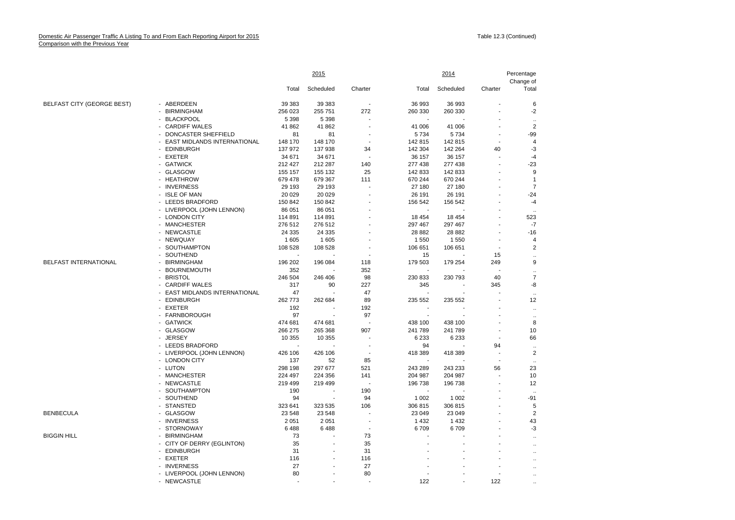Domestic Air Passenger Traffic A Listing To and From Each Reporting Airport for 2015
Comparison with the Previous Year

Table 12.3 (Continued)

| | | 2015 | | | 2014 | | | Percentage Change of |
|---|---|---|---|---|---|---|---|---|
| | | Total | Scheduled | Charter | Total | Scheduled | Charter | Total |
| BELFAST CITY (GEORGE BEST) | - ABERDEEN | 39 383 | 39 383 | - | 36 993 | 36 993 | - | 6 |
| | - BIRMINGHAM | 256 023 | 255 751 | 272 | 260 330 | 260 330 | - | -2 |
| | - BLACKPOOL | 5 398 | 5 398 | - | - | - | - | .. |
| | - CARDIFF WALES | 41 862 | 41 862 | - | 41 006 | 41 006 | - | 2 |
| | - DONCASTER SHEFFIELD | 81 | 81 | - | 5 734 | 5 734 | - | -99 |
| | - EAST MIDLANDS INTERNATIONAL | 148 170 | 148 170 | - | 142 815 | 142 815 | - | 4 |
| | - EDINBURGH | 137 972 | 137 938 | 34 | 142 304 | 142 264 | 40 | -3 |
| | - EXETER | 34 671 | 34 671 | - | 36 157 | 36 157 | - | -4 |
| | - GATWICK | 212 427 | 212 287 | 140 | 277 438 | 277 438 | - | -23 |
| | - GLASGOW | 155 157 | 155 132 | 25 | 142 833 | 142 833 | - | 9 |
| | - HEATHROW | 679 478 | 679 367 | 111 | 670 244 | 670 244 | - | 1 |
| | - INVERNESS | 29 193 | 29 193 | - | 27 180 | 27 180 | - | 7 |
| | - ISLE OF MAN | 20 029 | 20 029 | - | 26 191 | 26 191 | - | -24 |
| | - LEEDS BRADFORD | 150 842 | 150 842 | - | 156 542 | 156 542 | - | -4 |
| | - LIVERPOOL (JOHN LENNON) | 86 051 | 86 051 | - | - | - | - | .. |
| | - LONDON CITY | 114 891 | 114 891 | - | 18 454 | 18 454 | - | 523 |
| | - MANCHESTER | 276 512 | 276 512 | - | 297 467 | 297 467 | - | -7 |
| | - NEWCASTLE | 24 335 | 24 335 | - | 28 882 | 28 882 | - | -16 |
| | - NEWQUAY | 1 605 | 1 605 | - | 1 550 | 1 550 | - | 4 |
| | - SOUTHAMPTON | 108 528 | 108 528 | - | 106 651 | 106 651 | - | 2 |
| | - SOUTHEND | - | - | - | 15 | - | 15 | .. |
| BELFAST INTERNATIONAL | - BIRMINGHAM | 196 202 | 196 084 | 118 | 179 503 | 179 254 | 249 | 9 |
| | - BOURNEMOUTH | 352 | - | 352 | - | - | - | .. |
| | - BRISTOL | 246 504 | 246 406 | 98 | 230 833 | 230 793 | 40 | 7 |
| | - CARDIFF WALES | 317 | 90 | 227 | 345 | - | 345 | -8 |
| | - EAST MIDLANDS INTERNATIONAL | 47 | - | 47 | - | - | - | .. |
| | - EDINBURGH | 262 773 | 262 684 | 89 | 235 552 | 235 552 | - | 12 |
| | - EXETER | 192 | - | 192 | - | - | - | .. |
| | - FARNBOROUGH | 97 | - | 97 | - | - | - | .. |
| | - GATWICK | 474 681 | 474 681 | - | 438 100 | 438 100 | - | 8 |
| | - GLASGOW | 266 275 | 265 368 | 907 | 241 789 | 241 789 | - | 10 |
| | - JERSEY | 10 355 | 10 355 | - | 6 233 | 6 233 | - | 66 |
| | - LEEDS BRADFORD | - | - | - | 94 | - | 94 | .. |
| | - LIVERPOOL (JOHN LENNON) | 426 106 | 426 106 | - | 418 389 | 418 389 | - | 2 |
| | - LONDON CITY | 137 | 52 | 85 | - | - | - | .. |
| | - LUTON | 298 198 | 297 677 | 521 | 243 289 | 243 233 | 56 | 23 |
| | - MANCHESTER | 224 497 | 224 356 | 141 | 204 987 | 204 987 | - | 10 |
| | - NEWCASTLE | 219 499 | 219 499 | - | 196 738 | 196 738 | - | 12 |
| | - SOUTHAMPTON | 190 | - | 190 | - | - | - | .. |
| | - SOUTHEND | 94 | - | 94 | 1 002 | 1 002 | - | -91 |
| | - STANSTED | 323 641 | 323 535 | 106 | 306 815 | 306 815 | - | 5 |
| BENBECULA | - GLASGOW | 23 548 | 23 548 | - | 23 049 | 23 049 | - | 2 |
| | - INVERNESS | 2 051 | 2 051 | - | 1 432 | 1 432 | - | 43 |
| | - STORNOWAY | 6 488 | 6 488 | - | 6 709 | 6 709 | - | -3 |
| BIGGIN HILL | - BIRMINGHAM | 73 | - | 73 | - | - | - | .. |
| | - CITY OF DERRY (EGLINTON) | 35 | - | 35 | - | - | - | .. |
| | - EDINBURGH | 31 | - | 31 | - | - | - | .. |
| | - EXETER | 116 | - | 116 | - | - | - | .. |
| | - INVERNESS | 27 | - | 27 | - | - | - | .. |
| | - LIVERPOOL (JOHN LENNON) | 80 | - | 80 | - | - | - | .. |
| | - NEWCASTLE | - | - | - | 122 | - | 122 | .. |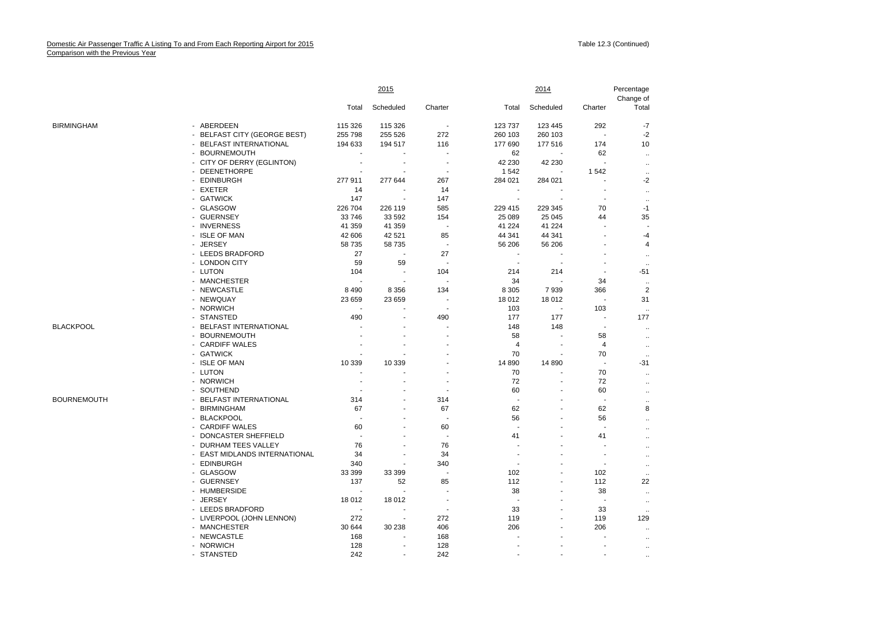Domestic Air Passenger Traffic A Listing To and From Each Reporting Airport for 2015
Comparison with the Previous Year

Table 12.3 (Continued)

| | | 2015 | | | 2014 | | | Percentage Change of |
|---|---|---|---|---|---|---|---|---|
| | | Total | Scheduled | Charter | Total | Scheduled | Charter | Total |
| BIRMINGHAM | - ABERDEEN | 115 326 | 115 326 | - | 123 737 | 123 445 | 292 | -7 |
| | - BELFAST CITY (GEORGE BEST) | 255 798 | 255 526 | 272 | 260 103 | 260 103 | - | -2 |
| | - BELFAST INTERNATIONAL | 194 633 | 194 517 | 116 | 177 690 | 177 516 | 174 | 10 |
| | - BOURNEMOUTH | - | - | - | 62 | - | 62 | .. |
| | - CITY OF DERRY (EGLINTON) | - | - | - | 42 230 | 42 230 | - | .. |
| | - DEENETHORPE | - | - | - | 1 542 | - | 1 542 | .. |
| | - EDINBURGH | 277 911 | 277 644 | 267 | 284 021 | 284 021 | - | -2 |
| | - EXETER | 14 | - | 14 | - | - | - | .. |
| | - GATWICK | 147 | - | 147 | - | - | - | .. |
| | - GLASGOW | 226 704 | 226 119 | 585 | 229 415 | 229 345 | 70 | -1 |
| | - GUERNSEY | 33 746 | 33 592 | 154 | 25 089 | 25 045 | 44 | 35 |
| | - INVERNESS | 41 359 | 41 359 | - | 41 224 | 41 224 | - | - |
| | - ISLE OF MAN | 42 606 | 42 521 | 85 | 44 341 | 44 341 | - | -4 |
| | - JERSEY | 58 735 | 58 735 | - | 56 206 | 56 206 | - | 4 |
| | - LEEDS BRADFORD | 27 | - | 27 | - | - | - | .. |
| | - LONDON CITY | 59 | 59 | - | - | - | - | .. |
| | - LUTON | 104 | - | 104 | 214 | 214 | - | -51 |
| | - MANCHESTER | - | - | - | 34 | - | 34 | .. |
| | - NEWCASTLE | 8 490 | 8 356 | 134 | 8 305 | 7 939 | 366 | 2 |
| | - NEWQUAY | 23 659 | 23 659 | - | 18 012 | 18 012 | - | 31 |
| | - NORWICH | - | - | - | 103 | - | 103 | .. |
| | - STANSTED | 490 | - | 490 | 177 | 177 | - | 177 |
| BLACKPOOL | - BELFAST INTERNATIONAL | - | - | - | 148 | 148 | - | .. |
| | - BOURNEMOUTH | - | - | - | 58 | - | 58 | .. |
| | - CARDIFF WALES | - | - | - | 4 | - | 4 | .. |
| | - GATWICK | - | - | - | 70 | - | 70 | .. |
| | - ISLE OF MAN | 10 339 | 10 339 | - | 14 890 | 14 890 | - | -31 |
| | - LUTON | - | - | - | 70 | - | 70 | .. |
| | - NORWICH | - | - | - | 72 | - | 72 | .. |
| | - SOUTHEND | - | - | - | 60 | - | 60 | .. |
| BOURNEMOUTH | - BELFAST INTERNATIONAL | 314 | - | 314 | - | - | - | .. |
| | - BIRMINGHAM | 67 | - | 67 | 62 | - | 62 | 8 |
| | - BLACKPOOL | - | - | - | 56 | - | 56 | .. |
| | - CARDIFF WALES | 60 | - | 60 | - | - | - | .. |
| | - DONCASTER SHEFFIELD | - | - | - | 41 | - | 41 | .. |
| | - DURHAM TEES VALLEY | 76 | - | 76 | - | - | - | .. |
| | - EAST MIDLANDS INTERNATIONAL | 34 | - | 34 | - | - | - | .. |
| | - EDINBURGH | 340 | - | 340 | - | - | - | .. |
| | - GLASGOW | 33 399 | 33 399 | - | 102 | - | 102 | .. |
| | - GUERNSEY | 137 | 52 | 85 | 112 | - | 112 | 22 |
| | - HUMBERSIDE | - | - | - | 38 | - | 38 | .. |
| | - JERSEY | 18 012 | 18 012 | - | - | - | - | .. |
| | - LEEDS BRADFORD | - | - | - | 33 | - | 33 | .. |
| | - LIVERPOOL (JOHN LENNON) | 272 | - | 272 | 119 | - | 119 | 129 |
| | - MANCHESTER | 30 644 | 30 238 | 406 | 206 | - | 206 | .. |
| | - NEWCASTLE | 168 | - | 168 | - | - | - | .. |
| | - NORWICH | 128 | - | 128 | - | - | - | .. |
| | - STANSTED | 242 | - | 242 | - | - | - | .. |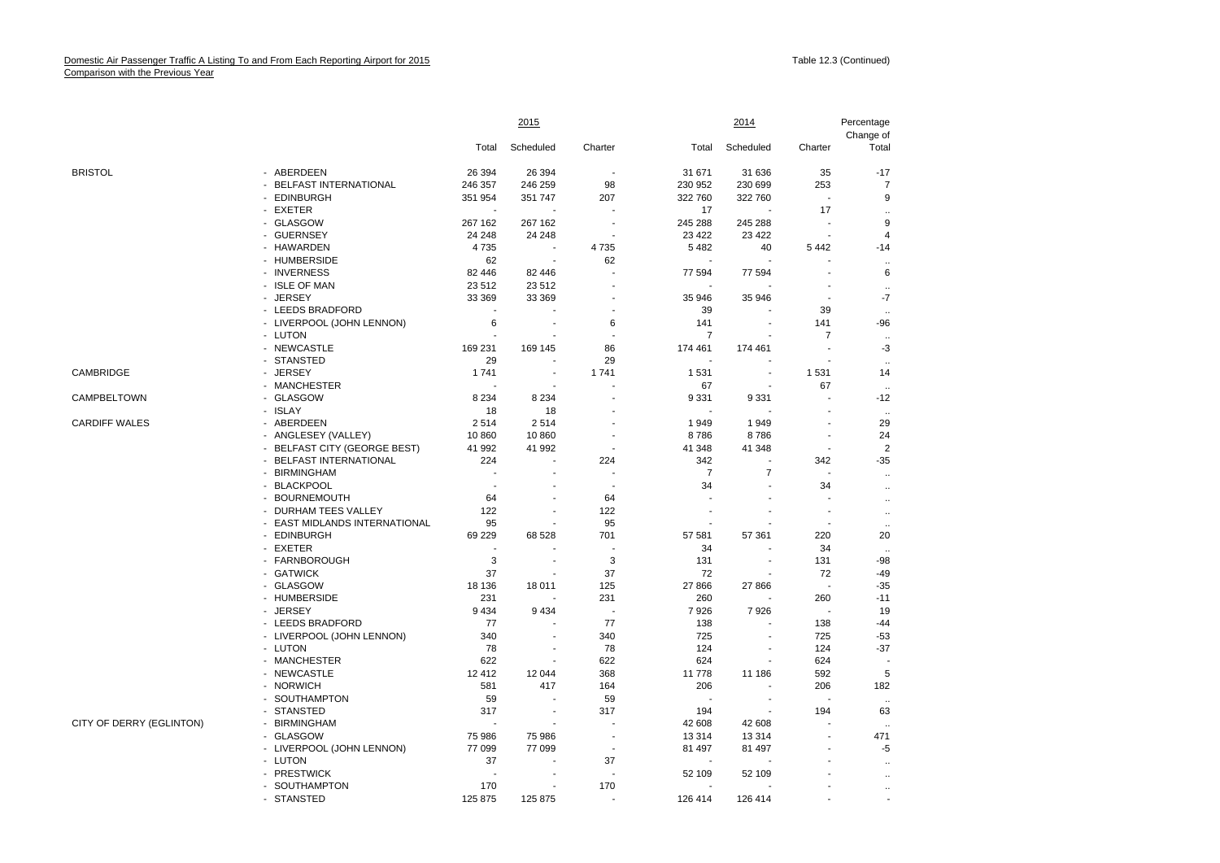Domestic Air Passenger Traffic A Listing To and From Each Reporting Airport for 2015
Comparison with the Previous Year

Table 12.3 (Continued)

| | | 2015 | | | 2014 | | | Percentage Change of |
|---|---|---|---|---|---|---|---|---|
| | | Total | Scheduled | Charter | Total | Scheduled | Charter | Total |
| BRISTOL | - ABERDEEN | 26 394 | 26 394 | - | 31 671 | 31 636 | 35 | -17 |
| | - BELFAST INTERNATIONAL | 246 357 | 246 259 | 98 | 230 952 | 230 699 | 253 | 7 |
| | - EDINBURGH | 351 954 | 351 747 | 207 | 322 760 | 322 760 | - | 9 |
| | - EXETER | - | - | - | 17 | - | 17 | .. |
| | - GLASGOW | 267 162 | 267 162 | - | 245 288 | 245 288 | - | 9 |
| | - GUERNSEY | 24 248 | 24 248 | - | 23 422 | 23 422 | - | 4 |
| | - HAWARDEN | 4 735 | - | 4 735 | 5 482 | 40 | 5 442 | -14 |
| | - HUMBERSIDE | 62 | - | 62 | - | - | - | .. |
| | - INVERNESS | 82 446 | 82 446 | - | 77 594 | 77 594 | - | 6 |
| | - ISLE OF MAN | 23 512 | 23 512 | - | - | - | - | .. |
| | - JERSEY | 33 369 | 33 369 | - | 35 946 | 35 946 | - | -7 |
| | - LEEDS BRADFORD | - | - | - | 39 | - | 39 | .. |
| | - LIVERPOOL (JOHN LENNON) | 6 | - | 6 | 141 | - | 141 | -96 |
| | - LUTON | - | - | - | 7 | - | 7 | .. |
| | - NEWCASTLE | 169 231 | 169 145 | 86 | 174 461 | 174 461 | - | -3 |
| | - STANSTED | 29 | - | 29 | - | - | - | .. |
| CAMBRIDGE | - JERSEY | 1 741 | - | 1 741 | 1 531 | - | 1 531 | 14 |
| | - MANCHESTER | - | - | - | 67 | - | 67 | .. |
| CAMPBELTOWN | - GLASGOW | 8 234 | 8 234 | - | 9 331 | 9 331 | - | -12 |
| | - ISLAY | 18 | 18 | - | - | - | - | .. |
| CARDIFF WALES | - ABERDEEN | 2 514 | 2 514 | - | 1 949 | 1 949 | - | 29 |
| | - ANGLESEY (VALLEY) | 10 860 | 10 860 | - | 8 786 | 8 786 | - | 24 |
| | - BELFAST CITY (GEORGE BEST) | 41 992 | 41 992 | - | 41 348 | 41 348 | - | 2 |
| | - BELFAST INTERNATIONAL | 224 | - | 224 | 342 | - | 342 | -35 |
| | - BIRMINGHAM | - | - | - | 7 | 7 | - | .. |
| | - BLACKPOOL | - | - | - | 34 | - | 34 | .. |
| | - BOURNEMOUTH | 64 | - | 64 | - | - | - | .. |
| | - DURHAM TEES VALLEY | 122 | - | 122 | - | - | - | .. |
| | - EAST MIDLANDS INTERNATIONAL | 95 | - | 95 | - | - | - | .. |
| | - EDINBURGH | 69 229 | 68 528 | 701 | 57 581 | 57 361 | 220 | 20 |
| | - EXETER | - | - | - | 34 | - | 34 | .. |
| | - FARNBOROUGH | 3 | - | 3 | 131 | - | 131 | -98 |
| | - GATWICK | 37 | - | 37 | 72 | - | 72 | -49 |
| | - GLASGOW | 18 136 | 18 011 | 125 | 27 866 | 27 866 | - | -35 |
| | - HUMBERSIDE | 231 | - | 231 | 260 | - | 260 | -11 |
| | - JERSEY | 9 434 | 9 434 | - | 7 926 | 7 926 | - | 19 |
| | - LEEDS BRADFORD | 77 | - | 77 | 138 | - | 138 | -44 |
| | - LIVERPOOL (JOHN LENNON) | 340 | - | 340 | 725 | - | 725 | -53 |
| | - LUTON | 78 | - | 78 | 124 | - | 124 | -37 |
| | - MANCHESTER | 622 | - | 622 | 624 | - | 624 | - |
| | - NEWCASTLE | 12 412 | 12 044 | 368 | 11 778 | 11 186 | 592 | 5 |
| | - NORWICH | 581 | 417 | 164 | 206 | - | 206 | 182 |
| | - SOUTHAMPTON | 59 | - | 59 | - | - | - | .. |
| | - STANSTED | 317 | - | 317 | 194 | - | 194 | 63 |
| CITY OF DERRY (EGLINTON) | - BIRMINGHAM | - | - | - | 42 608 | 42 608 | - | .. |
| | - GLASGOW | 75 986 | 75 986 | - | 13 314 | 13 314 | - | 471 |
| | - LIVERPOOL (JOHN LENNON) | 77 099 | 77 099 | - | 81 497 | 81 497 | - | -5 |
| | - LUTON | 37 | - | 37 | - | - | - | .. |
| | - PRESTWICK | - | - | - | 52 109 | 52 109 | - | .. |
| | - SOUTHAMPTON | 170 | - | 170 | - | - | - | .. |
| | - STANSTED | 125 875 | 125 875 | - | 126 414 | 126 414 | - | - |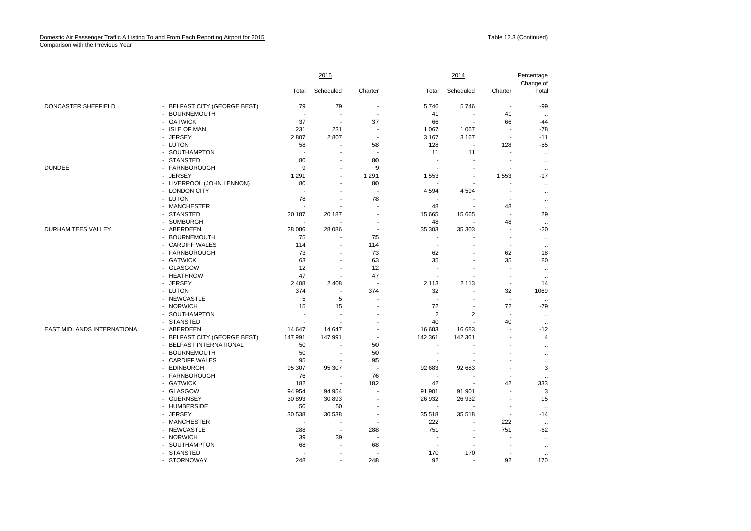Domestic Air Passenger Traffic A Listing To and From Each Reporting Airport for 2015
Comparison with the Previous Year

Table 12.3 (Continued)

| | | 2015 | | | 2014 | | | Percentage Change of |
|---|---|---|---|---|---|---|---|---|
| | | Total | Scheduled | Charter | Total | Scheduled | Charter | Total |
| DONCASTER SHEFFIELD | - BELFAST CITY (GEORGE BEST) | 79 | 79 | - | 5 746 | 5 746 | - | -99 |
| | - BOURNEMOUTH | - | - | - | 41 | - | 41 | .. |
| | - GATWICK | 37 | - | 37 | 66 | - | 66 | -44 |
| | - ISLE OF MAN | 231 | 231 | - | 1 067 | 1 067 | - | -78 |
| | - JERSEY | 2 807 | 2 807 | - | 3 167 | 3 167 | - | -11 |
| | - LUTON | 58 | - | 58 | 128 | - | 128 | -55 |
| | - SOUTHAMPTON | - | - | - | 11 | 11 | - | .. |
| | - STANSTED | 80 | - | 80 | - | - | - | .. |
| DUNDEE | - FARNBOROUGH | 9 | - | 9 | - | - | - | .. |
| | - JERSEY | 1 291 | - | 1 291 | 1 553 | - | 1 553 | -17 |
| | - LIVERPOOL (JOHN LENNON) | 80 | - | 80 | - | - | - | .. |
| | - LONDON CITY | - | - | - | 4 594 | 4 594 | - | .. |
| | - LUTON | 78 | - | 78 | - | - | - | .. |
| | - MANCHESTER | - | - | - | 48 | - | 48 | .. |
| | - STANSTED | 20 187 | 20 187 | - | 15 665 | 15 665 | - | 29 |
| | - SUMBURGH | - | - | - | 48 | - | 48 | .. |
| DURHAM TEES VALLEY | - ABERDEEN | 28 086 | 28 086 | - | 35 303 | 35 303 | - | -20 |
| | - BOURNEMOUTH | 75 | - | 75 | - | - | - | .. |
| | - CARDIFF WALES | 114 | - | 114 | - | - | - | .. |
| | - FARNBOROUGH | 73 | - | 73 | 62 | - | 62 | 18 |
| | - GATWICK | 63 | - | 63 | 35 | - | 35 | 80 |
| | - GLASGOW | 12 | - | 12 | - | - | - | .. |
| | - HEATHROW | 47 | - | 47 | - | - | - | .. |
| | - JERSEY | 2 408 | 2 408 | - | 2 113 | 2 113 | - | 14 |
| | - LUTON | 374 | - | 374 | 32 | - | 32 | 1069 |
| | - NEWCASTLE | 5 | 5 | - | - | - | - | .. |
| | - NORWICH | 15 | 15 | - | 72 | - | 72 | -79 |
| | - SOUTHAMPTON | - | - | - | 2 | 2 | - | .. |
| | - STANSTED | - | - | - | 40 | - | 40 | .. |
| EAST MIDLANDS INTERNATIONAL | - ABERDEEN | 14 647 | 14 647 | - | 16 683 | 16 683 | - | -12 |
| | - BELFAST CITY (GEORGE BEST) | 147 991 | 147 991 | - | 142 361 | 142 361 | - | 4 |
| | - BELFAST INTERNATIONAL | 50 | - | 50 | - | - | - | .. |
| | - BOURNEMOUTH | 50 | - | 50 | - | - | - | .. |
| | - CARDIFF WALES | 95 | - | 95 | - | - | - | .. |
| | - EDINBURGH | 95 307 | 95 307 | - | 92 683 | 92 683 | - | 3 |
| | - FARNBOROUGH | 76 | - | 76 | - | - | - | .. |
| | - GATWICK | 182 | - | 182 | 42 | - | 42 | 333 |
| | - GLASGOW | 94 954 | 94 954 | - | 91 901 | 91 901 | - | 3 |
| | - GUERNSEY | 30 893 | 30 893 | - | 26 932 | 26 932 | - | 15 |
| | - HUMBERSIDE | 50 | 50 | - | - | - | - | .. |
| | - JERSEY | 30 538 | 30 538 | - | 35 518 | 35 518 | - | -14 |
| | - MANCHESTER | - | - | - | 222 | - | 222 | .. |
| | - NEWCASTLE | 288 | - | 288 | 751 | - | 751 | -62 |
| | - NORWICH | 39 | 39 | - | - | - | - | .. |
| | - SOUTHAMPTON | 68 | - | 68 | - | - | - | .. |
| | - STANSTED | - | - | - | 170 | 170 | - | .. |
| | - STORNOWAY | 248 | - | 248 | 92 | - | 92 | 170 |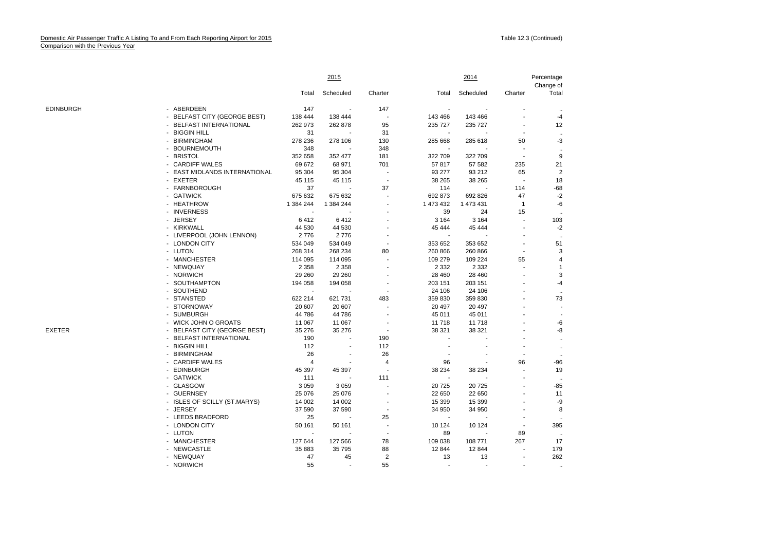Domestic Air Passenger Traffic A Listing To and From Each Reporting Airport for 2015
Comparison with the Previous Year

Table 12.3 (Continued)

| | | 2015 | | | 2014 | | | Percentage |
|---|---|---|---|---|---|---|---|---|
| | | Total | Scheduled | Charter | Total | Scheduled | Charter | Change of Total |
| EDINBURGH | - ABERDEEN | 147 | - | 147 | - | - | - | .. |
| | - BELFAST CITY (GEORGE BEST) | 138 444 | 138 444 | - | 143 466 | 143 466 | - | -4 |
| | - BELFAST INTERNATIONAL | 262 973 | 262 878 | 95 | 235 727 | 235 727 | - | 12 |
| | - BIGGIN HILL | 31 | - | 31 | - | - | - | .. |
| | - BIRMINGHAM | 278 236 | 278 106 | 130 | 285 668 | 285 618 | 50 | -3 |
| | - BOURNEMOUTH | 348 | - | 348 | - | - | - | .. |
| | - BRISTOL | 352 658 | 352 477 | 181 | 322 709 | 322 709 | - | 9 |
| | - CARDIFF WALES | 69 672 | 68 971 | 701 | 57 817 | 57 582 | 235 | 21 |
| | - EAST MIDLANDS INTERNATIONAL | 95 304 | 95 304 | - | 93 277 | 93 212 | 65 | 2 |
| | - EXETER | 45 115 | 45 115 | - | 38 265 | 38 265 | - | 18 |
| | - FARNBOROUGH | 37 | - | 37 | 114 | - | 114 | -68 |
| | - GATWICK | 675 632 | 675 632 | - | 692 873 | 692 826 | 47 | -2 |
| | - HEATHROW | 1 384 244 | 1 384 244 | - | 1 473 432 | 1 473 431 | 1 | -6 |
| | - INVERNESS | - | - | - | 39 | 24 | 15 | .. |
| | - JERSEY | 6 412 | 6 412 | - | 3 164 | 3 164 | - | 103 |
| | - KIRKWALL | 44 530 | 44 530 | - | 45 444 | 45 444 | - | -2 |
| | - LIVERPOOL (JOHN LENNON) | 2 776 | 2 776 | - | - | - | - | .. |
| | - LONDON CITY | 534 049 | 534 049 | - | 353 652 | 353 652 | - | 51 |
| | - LUTON | 268 314 | 268 234 | 80 | 260 866 | 260 866 | - | 3 |
| | - MANCHESTER | 114 095 | 114 095 | - | 109 279 | 109 224 | 55 | 4 |
| | - NEWQUAY | 2 358 | 2 358 | - | 2 332 | 2 332 | - | 1 |
| | - NORWICH | 29 260 | 29 260 | - | 28 460 | 28 460 | - | 3 |
| | - SOUTHAMPTON | 194 058 | 194 058 | - | 203 151 | 203 151 | - | -4 |
| | - SOUTHEND | - | - | - | 24 106 | 24 106 | - | .. |
| | - STANSTED | 622 214 | 621 731 | 483 | 359 830 | 359 830 | - | 73 |
| | - STORNOWAY | 20 607 | 20 607 | - | 20 497 | 20 497 | - | - |
| | - SUMBURGH | 44 786 | 44 786 | - | 45 011 | 45 011 | - | - |
| | - WICK JOHN O GROATS | 11 067 | 11 067 | - | 11 718 | 11 718 | - | -6 |
| EXETER | - BELFAST CITY (GEORGE BEST) | 35 276 | 35 276 | - | 38 321 | 38 321 | - | -8 |
| | - BELFAST INTERNATIONAL | 190 | - | 190 | - | - | - | .. |
| | - BIGGIN HILL | 112 | - | 112 | - | - | - | .. |
| | - BIRMINGHAM | 26 | - | 26 | - | - | - | .. |
| | - CARDIFF WALES | 4 | - | 4 | 96 | - | 96 | -96 |
| | - EDINBURGH | 45 397 | 45 397 | - | 38 234 | 38 234 | - | 19 |
| | - GATWICK | 111 | - | 111 | - | - | - | .. |
| | - GLASGOW | 3 059 | 3 059 | - | 20 725 | 20 725 | - | -85 |
| | - GUERNSEY | 25 076 | 25 076 | - | 22 650 | 22 650 | - | 11 |
| | - ISLES OF SCILLY (ST.MARYS) | 14 002 | 14 002 | - | 15 399 | 15 399 | - | -9 |
| | - JERSEY | 37 590 | 37 590 | - | 34 950 | 34 950 | - | 8 |
| | - LEEDS BRADFORD | 25 | - | 25 | - | - | - | .. |
| | - LONDON CITY | 50 161 | 50 161 | - | 10 124 | 10 124 | - | 395 |
| | - LUTON | - | - | - | 89 | - | 89 | .. |
| | - MANCHESTER | 127 644 | 127 566 | 78 | 109 038 | 108 771 | 267 | 17 |
| | - NEWCASTLE | 35 883 | 35 795 | 88 | 12 844 | 12 844 | - | 179 |
| | - NEWQUAY | 47 | 45 | 2 | 13 | 13 | - | 262 |
| | - NORWICH | 55 | - | 55 | - | - | - | .. |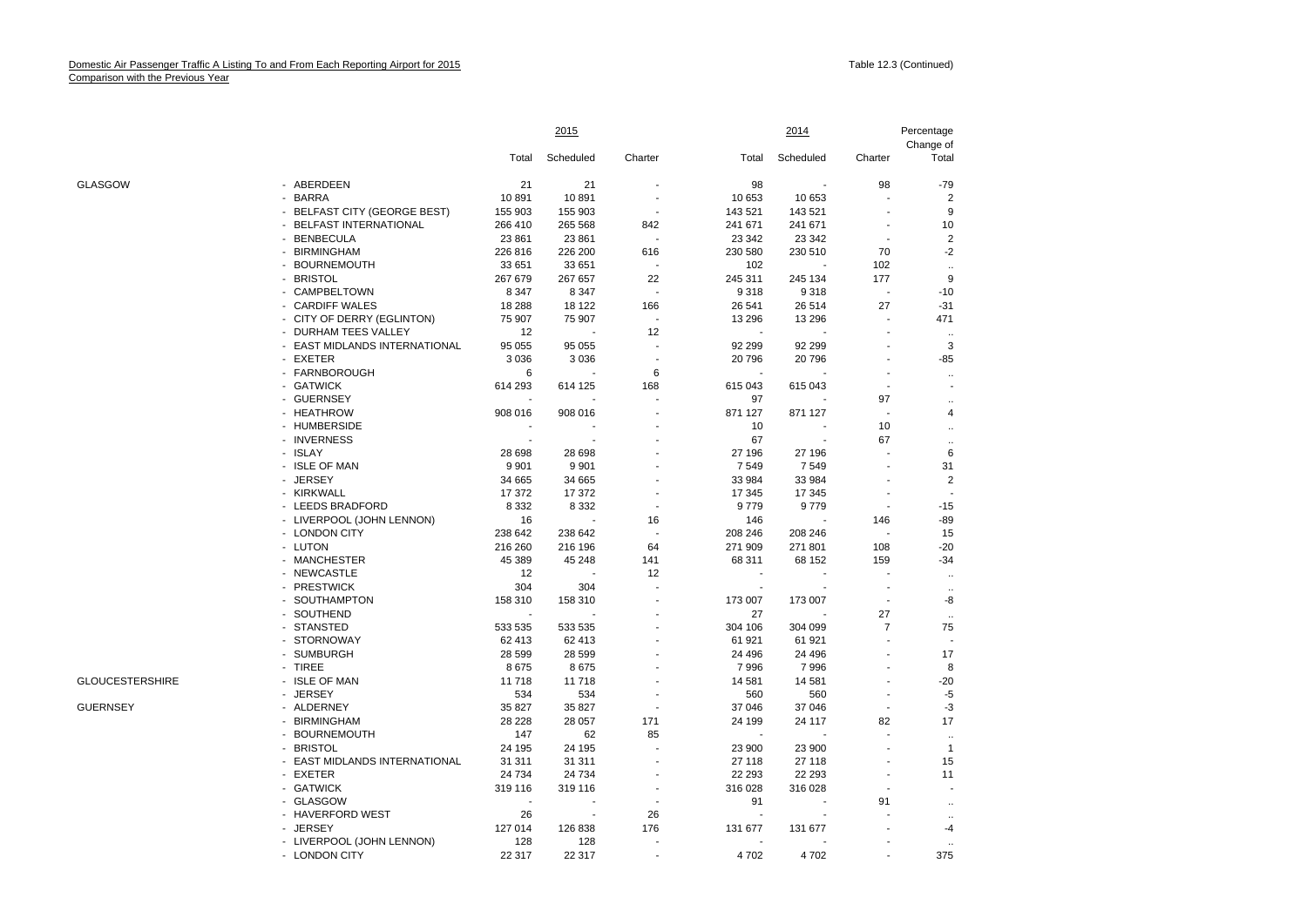Domestic Air Passenger Traffic A Listing To and From Each Reporting Airport for 2015
Comparison with the Previous Year

Table 12.3 (Continued)

| | | 2015 | | | 2014 | | | Percentage Change of |
|---|---|---|---|---|---|---|---|---|
| | | Total | Scheduled | Charter | Total | Scheduled | Charter | Total |
| GLASGOW | - ABERDEEN | 21 | 21 | - | 98 | - | 98 | -79 |
| | - BARRA | 10 891 | 10 891 | - | 10 653 | 10 653 | - | 2 |
| | - BELFAST CITY (GEORGE BEST) | 155 903 | 155 903 | - | 143 521 | 143 521 | - | 9 |
| | - BELFAST INTERNATIONAL | 266 410 | 265 568 | 842 | 241 671 | 241 671 | - | 10 |
| | - BENBECULA | 23 861 | 23 861 | - | 23 342 | 23 342 | - | 2 |
| | - BIRMINGHAM | 226 816 | 226 200 | 616 | 230 580 | 230 510 | 70 | -2 |
| | - BOURNEMOUTH | 33 651 | 33 651 | - | 102 | - | 102 | .. |
| | - BRISTOL | 267 679 | 267 657 | 22 | 245 311 | 245 134 | 177 | 9 |
| | - CAMPBELTOWN | 8 347 | 8 347 | - | 9 318 | 9 318 | - | -10 |
| | - CARDIFF WALES | 18 288 | 18 122 | 166 | 26 541 | 26 514 | 27 | -31 |
| | - CITY OF DERRY (EGLINTON) | 75 907 | 75 907 | - | 13 296 | 13 296 | - | 471 |
| | - DURHAM TEES VALLEY | 12 | - | 12 | - | - | - | .. |
| | - EAST MIDLANDS INTERNATIONAL | 95 055 | 95 055 | - | 92 299 | 92 299 | - | 3 |
| | - EXETER | 3 036 | 3 036 | - | 20 796 | 20 796 | - | -85 |
| | - FARNBOROUGH | 6 | - | 6 | - | - | - | .. |
| | - GATWICK | 614 293 | 614 125 | 168 | 615 043 | 615 043 | - | - |
| | - GUERNSEY | - | - | - | 97 | - | 97 | .. |
| | - HEATHROW | 908 016 | 908 016 | - | 871 127 | 871 127 | - | 4 |
| | - HUMBERSIDE | - | - | - | 10 | - | 10 | .. |
| | - INVERNESS | - | - | - | 67 | - | 67 | .. |
| | - ISLAY | 28 698 | 28 698 | - | 27 196 | 27 196 | - | 6 |
| | - ISLE OF MAN | 9 901 | 9 901 | - | 7 549 | 7 549 | - | 31 |
| | - JERSEY | 34 665 | 34 665 | - | 33 984 | 33 984 | - | 2 |
| | - KIRKWALL | 17 372 | 17 372 | - | 17 345 | 17 345 | - | - |
| | - LEEDS BRADFORD | 8 332 | 8 332 | - | 9 779 | 9 779 | - | -15 |
| | - LIVERPOOL (JOHN LENNON) | 16 | - | 16 | 146 | - | 146 | -89 |
| | - LONDON CITY | 238 642 | 238 642 | - | 208 246 | 208 246 | - | 15 |
| | - LUTON | 216 260 | 216 196 | 64 | 271 909 | 271 801 | 108 | -20 |
| | - MANCHESTER | 45 389 | 45 248 | 141 | 68 311 | 68 152 | 159 | -34 |
| | - NEWCASTLE | 12 | - | 12 | - | - | - | .. |
| | - PRESTWICK | 304 | 304 | - | - | - | - | .. |
| | - SOUTHAMPTON | 158 310 | 158 310 | - | 173 007 | 173 007 | - | -8 |
| | - SOUTHEND | - | - | - | 27 | - | 27 | .. |
| | - STANSTED | 533 535 | 533 535 | - | 304 106 | 304 099 | 7 | 75 |
| | - STORNOWAY | 62 413 | 62 413 | - | 61 921 | 61 921 | - | - |
| | - SUMBURGH | 28 599 | 28 599 | - | 24 496 | 24 496 | - | 17 |
| | - TIREE | 8 675 | 8 675 | - | 7 996 | 7 996 | - | 8 |
| GLOUCESTERSHIRE | - ISLE OF MAN | 11 718 | 11 718 | - | 14 581 | 14 581 | - | -20 |
| | - JERSEY | 534 | 534 | - | 560 | 560 | - | -5 |
| GUERNSEY | - ALDERNEY | 35 827 | 35 827 | - | 37 046 | 37 046 | - | -3 |
| | - BIRMINGHAM | 28 228 | 28 057 | 171 | 24 199 | 24 117 | 82 | 17 |
| | - BOURNEMOUTH | 147 | 62 | 85 | - | - | - | .. |
| | - BRISTOL | 24 195 | 24 195 | - | 23 900 | 23 900 | - | 1 |
| | - EAST MIDLANDS INTERNATIONAL | 31 311 | 31 311 | - | 27 118 | 27 118 | - | 15 |
| | - EXETER | 24 734 | 24 734 | - | 22 293 | 22 293 | - | 11 |
| | - GATWICK | 319 116 | 319 116 | - | 316 028 | 316 028 | - | - |
| | - GLASGOW | - | - | - | 91 | - | 91 | .. |
| | - HAVERFORD WEST | 26 | - | 26 | - | - | - | .. |
| | - JERSEY | 127 014 | 126 838 | 176 | 131 677 | 131 677 | - | -4 |
| | - LIVERPOOL (JOHN LENNON) | 128 | 128 | - | - | - | - | .. |
| | - LONDON CITY | 22 317 | 22 317 | - | 4 702 | 4 702 | - | 375 |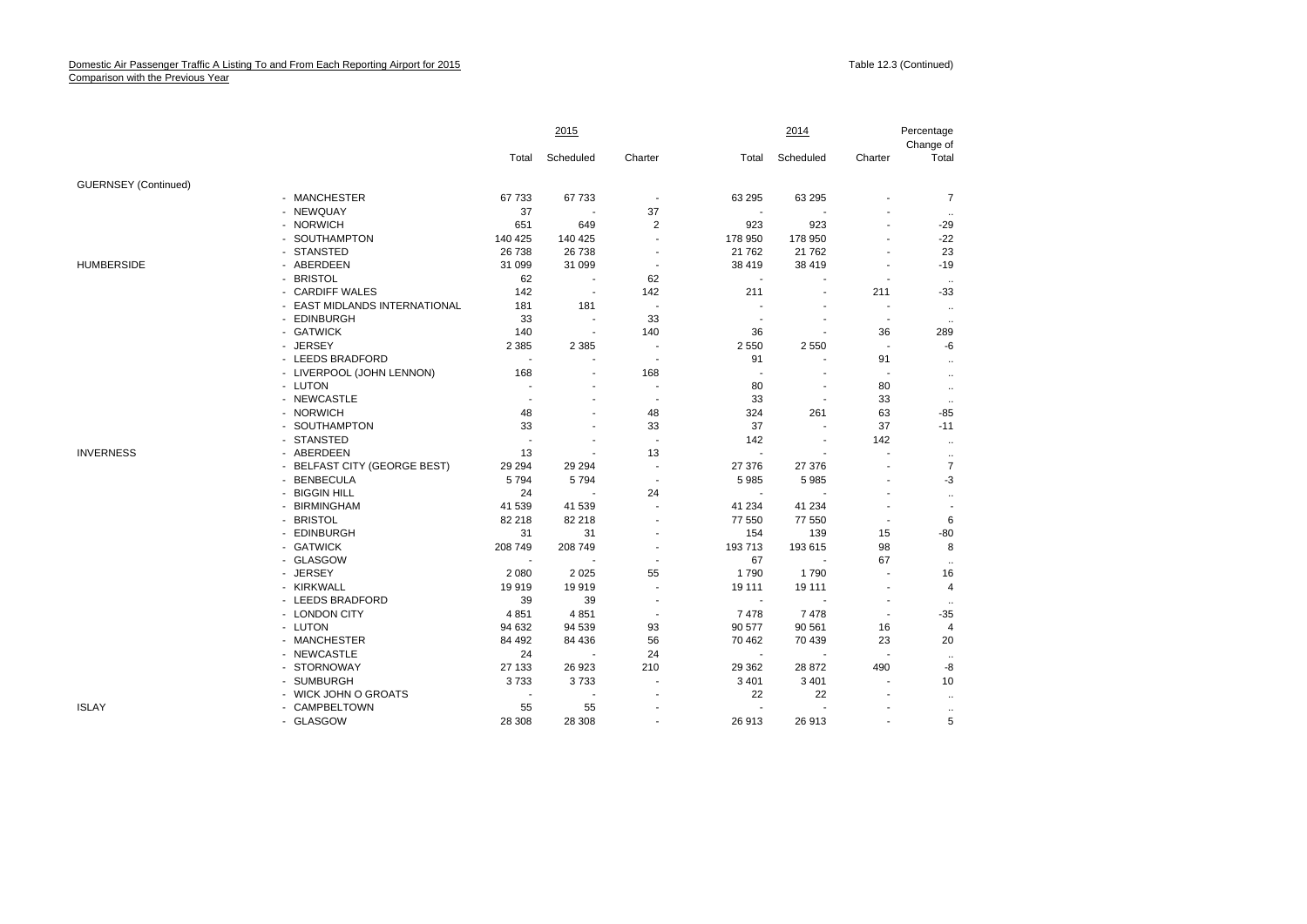Domestic Air Passenger Traffic A Listing To and From Each Reporting Airport for 2015
Comparison with the Previous Year

Table 12.3 (Continued)

| | | 2015 | | | 2014 | | | Percentage Change of |
|---|---|---|---|---|---|---|---|---|
| | | Total | Scheduled | Charter | Total | Scheduled | Charter | Total |
| GUERNSEY (Continued) | | | | | | | | |
| | - MANCHESTER | 67 733 | 67 733 | - | 63 295 | 63 295 | - | 7 |
| | - NEWQUAY | 37 | - | 37 | - | - | - | .. |
| | - NORWICH | 651 | 649 | 2 | 923 | 923 | - | -29 |
| | - SOUTHAMPTON | 140 425 | 140 425 | - | 178 950 | 178 950 | - | -22 |
| | - STANSTED | 26 738 | 26 738 | - | 21 762 | 21 762 | - | 23 |
| HUMBERSIDE | - ABERDEEN | 31 099 | 31 099 | - | 38 419 | 38 419 | - | -19 |
| | - BRISTOL | 62 | - | 62 | - | - | - | .. |
| | - CARDIFF WALES | 142 | - | 142 | 211 | - | 211 | -33 |
| | - EAST MIDLANDS INTERNATIONAL | 181 | 181 | - | - | - | - | .. |
| | - EDINBURGH | 33 | - | 33 | - | - | - | .. |
| | - GATWICK | 140 | - | 140 | 36 | - | 36 | 289 |
| | - JERSEY | 2 385 | 2 385 | - | 2 550 | 2 550 | - | -6 |
| | - LEEDS BRADFORD | - | - | - | 91 | - | 91 | .. |
| | - LIVERPOOL (JOHN LENNON) | 168 | - | 168 | - | - | - | .. |
| | - LUTON | - | - | - | 80 | - | 80 | .. |
| | - NEWCASTLE | - | - | - | 33 | - | 33 | .. |
| | - NORWICH | 48 | - | 48 | 324 | 261 | 63 | -85 |
| | - SOUTHAMPTON | 33 | - | 33 | 37 | - | 37 | -11 |
| | - STANSTED | - | - | - | 142 | - | 142 | .. |
| INVERNESS | - ABERDEEN | 13 | - | 13 | - | - | - | .. |
| | - BELFAST CITY (GEORGE BEST) | 29 294 | 29 294 | - | 27 376 | 27 376 | - | 7 |
| | - BENBECULA | 5 794 | 5 794 | - | 5 985 | 5 985 | - | -3 |
| | - BIGGIN HILL | 24 | - | 24 | - | - | - | .. |
| | - BIRMINGHAM | 41 539 | 41 539 | - | 41 234 | 41 234 | - | - |
| | - BRISTOL | 82 218 | 82 218 | - | 77 550 | 77 550 | - | 6 |
| | - EDINBURGH | 31 | 31 | - | 154 | 139 | 15 | -80 |
| | - GATWICK | 208 749 | 208 749 | - | 193 713 | 193 615 | 98 | 8 |
| | - GLASGOW | - | - | - | 67 | - | 67 | .. |
| | - JERSEY | 2 080 | 2 025 | 55 | 1 790 | 1 790 | - | 16 |
| | - KIRKWALL | 19 919 | 19 919 | - | 19 111 | 19 111 | - | 4 |
| | - LEEDS BRADFORD | 39 | 39 | - | - | - | - | .. |
| | - LONDON CITY | 4 851 | 4 851 | - | 7 478 | 7 478 | - | -35 |
| | - LUTON | 94 632 | 94 539 | 93 | 90 577 | 90 561 | 16 | 4 |
| | - MANCHESTER | 84 492 | 84 436 | 56 | 70 462 | 70 439 | 23 | 20 |
| | - NEWCASTLE | 24 | - | 24 | - | - | - | .. |
| | - STORNOWAY | 27 133 | 26 923 | 210 | 29 362 | 28 872 | 490 | -8 |
| | - SUMBURGH | 3 733 | 3 733 | - | 3 401 | 3 401 | - | 10 |
| | - WICK JOHN O GROATS | - | - | - | 22 | 22 | - | .. |
| ISLAY | - CAMPBELTOWN | 55 | 55 | - | - | - | - | .. |
| | - GLASGOW | 28 308 | 28 308 | - | 26 913 | 26 913 | - | 5 |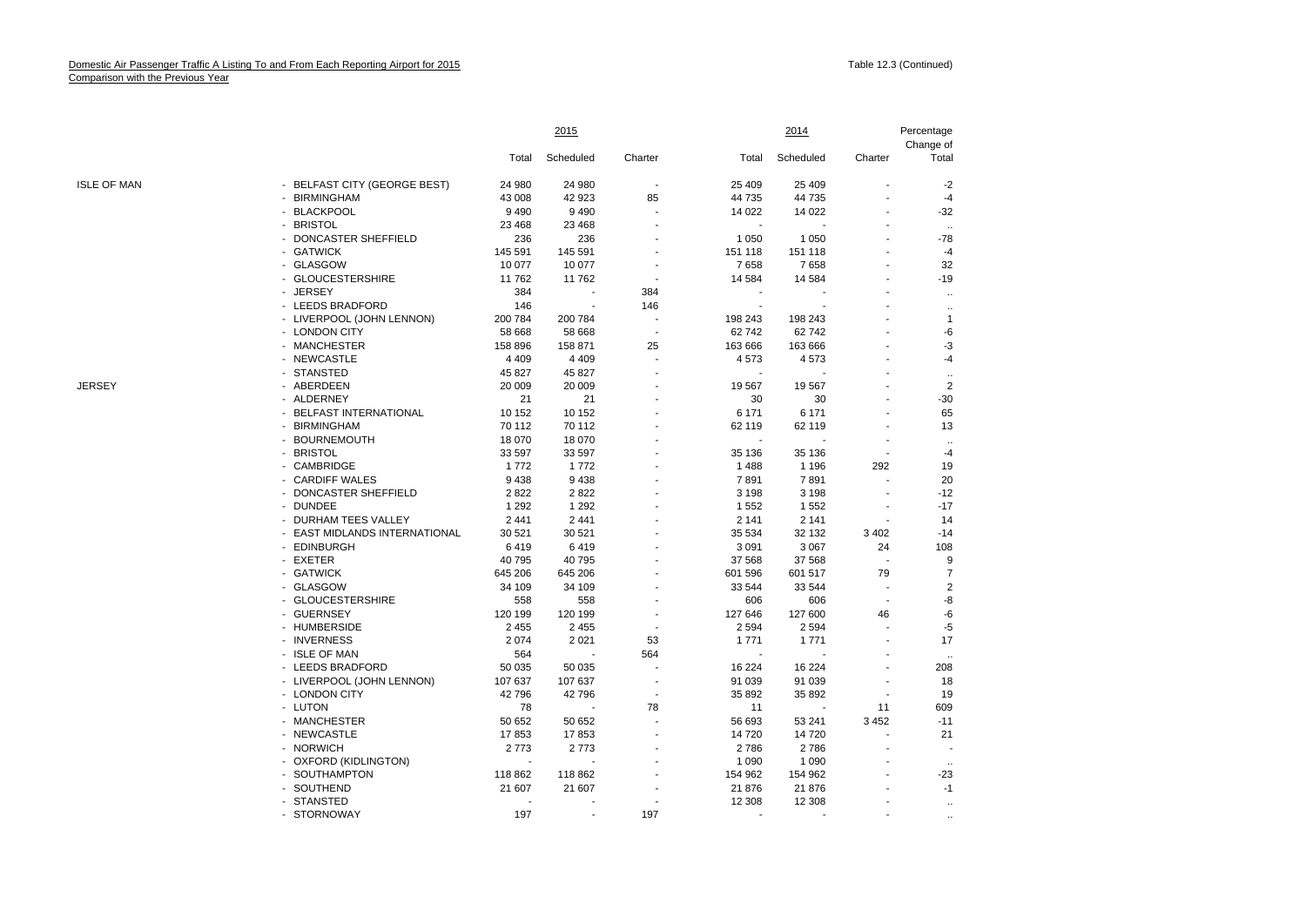Domestic Air Passenger Traffic A Listing To and From Each Reporting Airport for 2015
Comparison with the Previous Year

Table 12.3 (Continued)

| | | 2015 | | | 2014 | | | Percentage Change of |
|---|---|---|---|---|---|---|---|---|
| | | Total | Scheduled | Charter | Total | Scheduled | Charter | Total |
| ISLE OF MAN | - BELFAST CITY (GEORGE BEST) | 24 980 | 24 980 | - | 25 409 | 25 409 | - | -2 |
| | - BIRMINGHAM | 43 008 | 42 923 | 85 | 44 735 | 44 735 | - | -4 |
| | - BLACKPOOL | 9 490 | 9 490 | - | 14 022 | 14 022 | - | -32 |
| | - BRISTOL | 23 468 | 23 468 | - | - | - | - | .. |
| | - DONCASTER SHEFFIELD | 236 | 236 | - | 1 050 | 1 050 | - | -78 |
| | - GATWICK | 145 591 | 145 591 | - | 151 118 | 151 118 | - | -4 |
| | - GLASGOW | 10 077 | 10 077 | - | 7 658 | 7 658 | - | 32 |
| | - GLOUCESTERSHIRE | 11 762 | 11 762 | - | 14 584 | 14 584 | - | -19 |
| | - JERSEY | 384 | - | 384 | - | - | - | .. |
| | - LEEDS BRADFORD | 146 | - | 146 | - | - | - | .. |
| | - LIVERPOOL (JOHN LENNON) | 200 784 | 200 784 | - | 198 243 | 198 243 | - | 1 |
| | - LONDON CITY | 58 668 | 58 668 | - | 62 742 | 62 742 | - | -6 |
| | - MANCHESTER | 158 896 | 158 871 | 25 | 163 666 | 163 666 | - | -3 |
| | - NEWCASTLE | 4 409 | 4 409 | - | 4 573 | 4 573 | - | -4 |
| | - STANSTED | 45 827 | 45 827 | - | - | - | - | .. |
| JERSEY | - ABERDEEN | 20 009 | 20 009 | - | 19 567 | 19 567 | - | 2 |
| | - ALDERNEY | 21 | 21 | - | 30 | 30 | - | -30 |
| | - BELFAST INTERNATIONAL | 10 152 | 10 152 | - | 6 171 | 6 171 | - | 65 |
| | - BIRMINGHAM | 70 112 | 70 112 | - | 62 119 | 62 119 | - | 13 |
| | - BOURNEMOUTH | 18 070 | 18 070 | - | - | - | - | .. |
| | - BRISTOL | 33 597 | 33 597 | - | 35 136 | 35 136 | - | -4 |
| | - CAMBRIDGE | 1 772 | 1 772 | - | 1 488 | 1 196 | 292 | 19 |
| | - CARDIFF WALES | 9 438 | 9 438 | - | 7 891 | 7 891 | - | 20 |
| | - DONCASTER SHEFFIELD | 2 822 | 2 822 | - | 3 198 | 3 198 | - | -12 |
| | - DUNDEE | 1 292 | 1 292 | - | 1 552 | 1 552 | - | -17 |
| | - DURHAM TEES VALLEY | 2 441 | 2 441 | - | 2 141 | 2 141 | - | 14 |
| | - EAST MIDLANDS INTERNATIONAL | 30 521 | 30 521 | - | 35 534 | 32 132 | 3 402 | -14 |
| | - EDINBURGH | 6 419 | 6 419 | - | 3 091 | 3 067 | 24 | 108 |
| | - EXETER | 40 795 | 40 795 | - | 37 568 | 37 568 | - | 9 |
| | - GATWICK | 645 206 | 645 206 | - | 601 596 | 601 517 | 79 | 7 |
| | - GLASGOW | 34 109 | 34 109 | - | 33 544 | 33 544 | - | 2 |
| | - GLOUCESTERSHIRE | 558 | 558 | - | 606 | 606 | - | -8 |
| | - GUERNSEY | 120 199 | 120 199 | - | 127 646 | 127 600 | 46 | -6 |
| | - HUMBERSIDE | 2 455 | 2 455 | - | 2 594 | 2 594 | - | -5 |
| | - INVERNESS | 2 074 | 2 021 | 53 | 1 771 | 1 771 | - | 17 |
| | - ISLE OF MAN | 564 | - | 564 | - | - | - | .. |
| | - LEEDS BRADFORD | 50 035 | 50 035 | - | 16 224 | 16 224 | - | 208 |
| | - LIVERPOOL (JOHN LENNON) | 107 637 | 107 637 | - | 91 039 | 91 039 | - | 18 |
| | - LONDON CITY | 42 796 | 42 796 | - | 35 892 | 35 892 | - | 19 |
| | - LUTON | 78 | - | 78 | 11 | - | 11 | 609 |
| | - MANCHESTER | 50 652 | 50 652 | - | 56 693 | 53 241 | 3 452 | -11 |
| | - NEWCASTLE | 17 853 | 17 853 | - | 14 720 | 14 720 | - | 21 |
| | - NORWICH | 2 773 | 2 773 | - | 2 786 | 2 786 | - | - |
| | - OXFORD (KIDLINGTON) | - | - | - | 1 090 | 1 090 | - | .. |
| | - SOUTHAMPTON | 118 862 | 118 862 | - | 154 962 | 154 962 | - | -23 |
| | - SOUTHEND | 21 607 | 21 607 | - | 21 876 | 21 876 | - | -1 |
| | - STANSTED | - | - | - | 12 308 | 12 308 | - | .. |
| | - STORNOWAY | 197 | - | 197 | - | - | - | .. |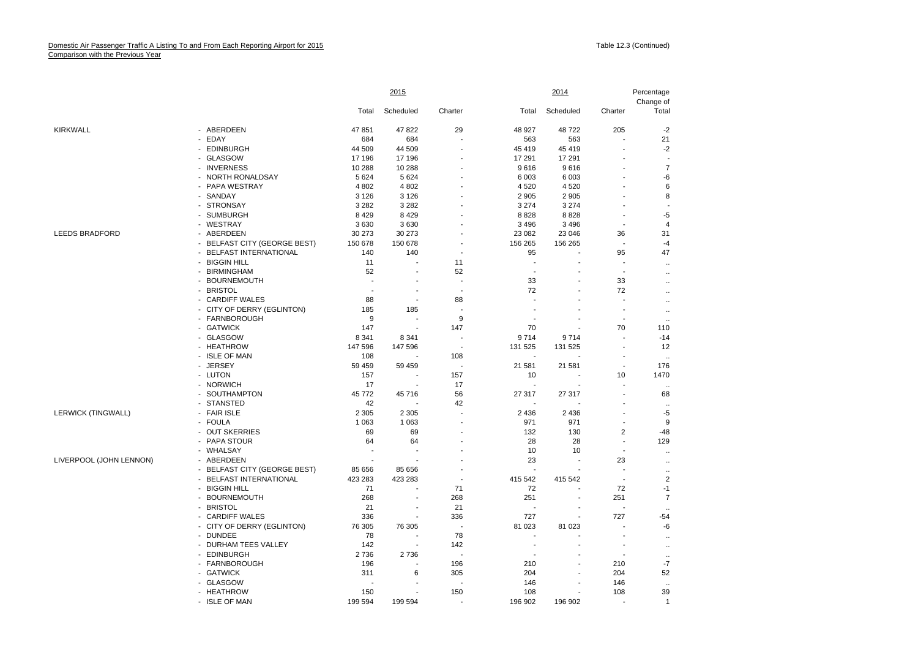Domestic Air Passenger Traffic A Listing To and From Each Reporting Airport for 2015
Comparison with the Previous Year

Table 12.3 (Continued)

| | | 2015 | | | 2014 | | | Percentage Change of |
|---|---|---|---|---|---|---|---|---|
| | | Total | Scheduled | Charter | Total | Scheduled | Charter | Total |
| KIRKWALL | - ABERDEEN | 47 851 | 47 822 | 29 | 48 927 | 48 722 | 205 | -2 |
| | - EDAY | 684 | 684 | - | 563 | 563 | - | 21 |
| | - EDINBURGH | 44 509 | 44 509 | - | 45 419 | 45 419 | - | -2 |
| | - GLASGOW | 17 196 | 17 196 | - | 17 291 | 17 291 | - | - |
| | - INVERNESS | 10 288 | 10 288 | - | 9 616 | 9 616 | - | 7 |
| | - NORTH RONALDSAY | 5 624 | 5 624 | - | 6 003 | 6 003 | - | -6 |
| | - PAPA WESTRAY | 4 802 | 4 802 | - | 4 520 | 4 520 | - | 6 |
| | - SANDAY | 3 126 | 3 126 | - | 2 905 | 2 905 | - | 8 |
| | - STRONSAY | 3 282 | 3 282 | - | 3 274 | 3 274 | - | - |
| | - SUMBURGH | 8 429 | 8 429 | - | 8 828 | 8 828 | - | -5 |
| | - WESTRAY | 3 630 | 3 630 | - | 3 496 | 3 496 | - | 4 |
| LEEDS BRADFORD | - ABERDEEN | 30 273 | 30 273 | - | 23 082 | 23 046 | 36 | 31 |
| | - BELFAST CITY (GEORGE BEST) | 150 678 | 150 678 | - | 156 265 | 156 265 | - | -4 |
| | - BELFAST INTERNATIONAL | 140 | 140 | - | 95 | - | 95 | 47 |
| | - BIGGIN HILL | 11 | - | 11 | - | - | - | .. |
| | - BIRMINGHAM | 52 | - | 52 | - | - | - | .. |
| | - BOURNEMOUTH | - | - | - | 33 | - | 33 | .. |
| | - BRISTOL | - | - | - | 72 | - | 72 | .. |
| | - CARDIFF WALES | 88 | - | 88 | - | - | - | .. |
| | - CITY OF DERRY (EGLINTON) | 185 | 185 | - | - | - | - | .. |
| | - FARNBOROUGH | 9 | - | 9 | - | - | - | .. |
| | - GATWICK | 147 | - | 147 | 70 | - | 70 | 110 |
| | - GLASGOW | 8 341 | 8 341 | - | 9 714 | 9 714 | - | -14 |
| | - HEATHROW | 147 596 | 147 596 | - | 131 525 | 131 525 | - | 12 |
| | - ISLE OF MAN | 108 | - | 108 | - | - | - | .. |
| | - JERSEY | 59 459 | 59 459 | - | 21 581 | 21 581 | - | 176 |
| | - LUTON | 157 | - | 157 | 10 | - | 10 | 1470 |
| | - NORWICH | 17 | - | 17 | - | - | - | .. |
| | - SOUTHAMPTON | 45 772 | 45 716 | 56 | 27 317 | 27 317 | - | 68 |
| | - STANSTED | 42 | - | 42 | - | - | - | .. |
| LERWICK (TINGWALL) | - FAIR ISLE | 2 305 | 2 305 | - | 2 436 | 2 436 | - | -5 |
| | - FOULA | 1 063 | 1 063 | - | 971 | 971 | - | 9 |
| | - OUT SKERRIES | 69 | 69 | - | 132 | 130 | 2 | -48 |
| | - PAPA STOUR | 64 | 64 | - | 28 | 28 | - | 129 |
| | - WHALSAY | - | - | - | 10 | 10 | - | .. |
| LIVERPOOL (JOHN LENNON) | - ABERDEEN | - | - | - | 23 | - | 23 | .. |
| | - BELFAST CITY (GEORGE BEST) | 85 656 | 85 656 | - | - | - | - | .. |
| | - BELFAST INTERNATIONAL | 423 283 | 423 283 | - | 415 542 | 415 542 | - | 2 |
| | - BIGGIN HILL | 71 | - | 71 | 72 | - | 72 | -1 |
| | - BOURNEMOUTH | 268 | - | 268 | 251 | - | 251 | 7 |
| | - BRISTOL | 21 | - | 21 | - | - | - | .. |
| | - CARDIFF WALES | 336 | - | 336 | 727 | - | 727 | -54 |
| | - CITY OF DERRY (EGLINTON) | 76 305 | 76 305 | - | 81 023 | 81 023 | - | -6 |
| | - DUNDEE | 78 | - | 78 | - | - | - | .. |
| | - DURHAM TEES VALLEY | 142 | - | 142 | - | - | - | .. |
| | - EDINBURGH | 2 736 | 2 736 | - | - | - | - | .. |
| | - FARNBOROUGH | 196 | - | 196 | 210 | - | 210 | -7 |
| | - GATWICK | 311 | 6 | 305 | 204 | - | 204 | 52 |
| | - GLASGOW | - | - | - | 146 | - | 146 | .. |
| | - HEATHROW | 150 | - | 150 | 108 | - | 108 | 39 |
| | - ISLE OF MAN | 199 594 | 199 594 | - | 196 902 | 196 902 | - | 1 |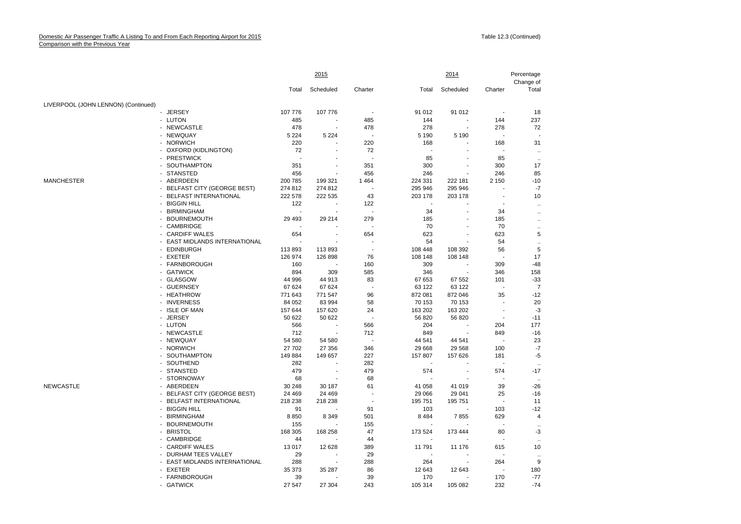Domestic Air Passenger Traffic A Listing To and From Each Reporting Airport for 2015
Comparison with the Previous Year

Table 12.3 (Continued)

| | | 2015 | | | 2014 | | | Percentage Change of |
|---|---|---|---|---|---|---|---|---|
| | | Total | Scheduled | Charter | Total | Scheduled | Charter | Total |
| LIVERPOOL (JOHN LENNON) (Continued) | | | | | | | | |
| | - JERSEY | 107 776 | 107 776 | - | 91 012 | 91 012 | - | 18 |
| | - LUTON | 485 | - | 485 | 144 | - | 144 | 237 |
| | - NEWCASTLE | 478 | - | 478 | 278 | - | 278 | 72 |
| | - NEWQUAY | 5 224 | 5 224 | - | 5 190 | 5 190 | - | - |
| | - NORWICH | 220 | - | 220 | 168 | - | 168 | 31 |
| | - OXFORD (KIDLINGTON) | 72 | - | 72 | - | - | - | .. |
| | - PRESTWICK | - | - | - | 85 | - | 85 | .. |
| | - SOUTHAMPTON | 351 | - | 351 | 300 | - | 300 | 17 |
| | - STANSTED | 456 | - | 456 | 246 | - | 246 | 85 |
| MANCHESTER | - ABERDEEN | 200 785 | 199 321 | 1 464 | 224 331 | 222 181 | 2 150 | -10 |
| | - BELFAST CITY (GEORGE BEST) | 274 812 | 274 812 | - | 295 946 | 295 946 | - | -7 |
| | - BELFAST INTERNATIONAL | 222 578 | 222 535 | 43 | 203 178 | 203 178 | - | 10 |
| | - BIGGIN HILL | 122 | - | 122 | - | - | - | .. |
| | - BIRMINGHAM | - | - | - | 34 | - | 34 | .. |
| | - BOURNEMOUTH | 29 493 | 29 214 | 279 | 185 | - | 185 | .. |
| | - CAMBRIDGE | - | - | - | 70 | - | 70 | .. |
| | - CARDIFF WALES | 654 | - | 654 | 623 | - | 623 | 5 |
| | - EAST MIDLANDS INTERNATIONAL | - | - | - | 54 | - | 54 | .. |
| | - EDINBURGH | 113 893 | 113 893 | - | 108 448 | 108 392 | 56 | 5 |
| | - EXETER | 126 974 | 126 898 | 76 | 108 148 | 108 148 | - | 17 |
| | - FARNBOROUGH | 160 | - | 160 | 309 | - | 309 | -48 |
| | - GATWICK | 894 | 309 | 585 | 346 | - | 346 | 158 |
| | - GLASGOW | 44 996 | 44 913 | 83 | 67 653 | 67 552 | 101 | -33 |
| | - GUERNSEY | 67 624 | 67 624 | - | 63 122 | 63 122 | - | 7 |
| | - HEATHROW | 771 643 | 771 547 | 96 | 872 081 | 872 046 | 35 | -12 |
| | - INVERNESS | 84 052 | 83 994 | 58 | 70 153 | 70 153 | - | 20 |
| | - ISLE OF MAN | 157 644 | 157 620 | 24 | 163 202 | 163 202 | - | -3 |
| | - JERSEY | 50 622 | 50 622 | - | 56 820 | 56 820 | - | -11 |
| | - LUTON | 566 | - | 566 | 204 | - | 204 | 177 |
| | - NEWCASTLE | 712 | - | 712 | 849 | - | 849 | -16 |
| | - NEWQUAY | 54 580 | 54 580 | - | 44 541 | 44 541 | - | 23 |
| | - NORWICH | 27 702 | 27 356 | 346 | 29 668 | 29 568 | 100 | -7 |
| | - SOUTHAMPTON | 149 884 | 149 657 | 227 | 157 807 | 157 626 | 181 | -5 |
| | - SOUTHEND | 282 | - | 282 | - | - | - | .. |
| | - STANSTED | 479 | - | 479 | 574 | - | 574 | -17 |
| | - STORNOWAY | 68 | - | 68 | - | - | - | .. |
| NEWCASTLE | - ABERDEEN | 30 248 | 30 187 | 61 | 41 058 | 41 019 | 39 | -26 |
| | - BELFAST CITY (GEORGE BEST) | 24 469 | 24 469 | - | 29 066 | 29 041 | 25 | -16 |
| | - BELFAST INTERNATIONAL | 218 238 | 218 238 | - | 195 751 | 195 751 | - | 11 |
| | - BIGGIN HILL | 91 | - | 91 | 103 | - | 103 | -12 |
| | - BIRMINGHAM | 8 850 | 8 349 | 501 | 8 484 | 7 855 | 629 | 4 |
| | - BOURNEMOUTH | 155 | - | 155 | - | - | - | .. |
| | - BRISTOL | 168 305 | 168 258 | 47 | 173 524 | 173 444 | 80 | -3 |
| | - CAMBRIDGE | 44 | - | 44 | - | - | - | .. |
| | - CARDIFF WALES | 13 017 | 12 628 | 389 | 11 791 | 11 176 | 615 | 10 |
| | - DURHAM TEES VALLEY | 29 | - | 29 | - | - | - | .. |
| | - EAST MIDLANDS INTERNATIONAL | 288 | - | 288 | 264 | - | 264 | 9 |
| | - EXETER | 35 373 | 35 287 | 86 | 12 643 | 12 643 | - | 180 |
| | - FARNBOROUGH | 39 | - | 39 | 170 | - | 170 | -77 |
| | - GATWICK | 27 547 | 27 304 | 243 | 105 314 | 105 082 | 232 | -74 |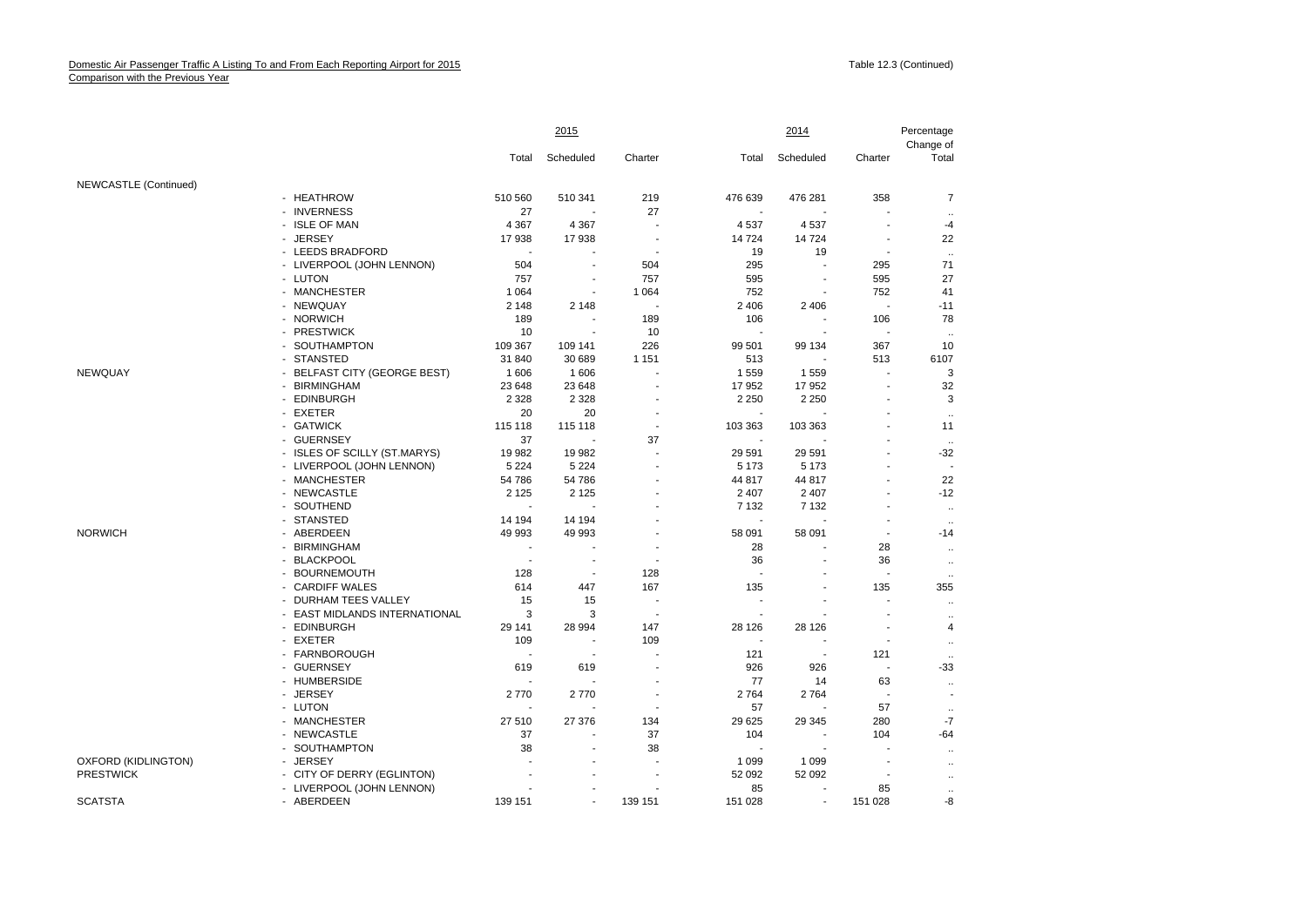Domestic Air Passenger Traffic A Listing To and From Each Reporting Airport for 2015
Comparison with the Previous Year

Table 12.3 (Continued)

| | | 2015 | | | 2014 | | | Percentage Change of |
|---|---|---|---|---|---|---|---|---|
| | | Total | Scheduled | Charter | Total | Scheduled | Charter | Total |
| NEWCASTLE (Continued) | | | | | | | | |
| | - HEATHROW | 510 560 | 510 341 | 219 | 476 639 | 476 281 | 358 | 7 |
| | - INVERNESS | 27 | - | 27 | - | - | - | .. |
| | - ISLE OF MAN | 4 367 | 4 367 | - | 4 537 | 4 537 | - | -4 |
| | - JERSEY | 17 938 | 17 938 | - | 14 724 | 14 724 | - | 22 |
| | - LEEDS BRADFORD | - | - | - | 19 | 19 | - | .. |
| | - LIVERPOOL (JOHN LENNON) | 504 | - | 504 | 295 | - | 295 | 71 |
| | - LUTON | 757 | - | 757 | 595 | - | 595 | 27 |
| | - MANCHESTER | 1 064 | - | 1 064 | 752 | - | 752 | 41 |
| | - NEWQUAY | 2 148 | 2 148 | - | 2 406 | 2 406 | - | -11 |
| | - NORWICH | 189 | - | 189 | 106 | - | 106 | 78 |
| | - PRESTWICK | 10 | - | 10 | - | - | - | .. |
| | - SOUTHAMPTON | 109 367 | 109 141 | 226 | 99 501 | 99 134 | 367 | 10 |
| | - STANSTED | 31 840 | 30 689 | 1 151 | 513 | - | 513 | 6107 |
| NEWQUAY | - BELFAST CITY (GEORGE BEST) | 1 606 | 1 606 | - | 1 559 | 1 559 | - | 3 |
| | - BIRMINGHAM | 23 648 | 23 648 | - | 17 952 | 17 952 | - | 32 |
| | - EDINBURGH | 2 328 | 2 328 | - | 2 250 | 2 250 | - | 3 |
| | - EXETER | 20 | 20 | - | - | - | - | .. |
| | - GATWICK | 115 118 | 115 118 | - | 103 363 | 103 363 | - | 11 |
| | - GUERNSEY | 37 | - | 37 | - | - | - | .. |
| | - ISLES OF SCILLY (ST.MARYS) | 19 982 | 19 982 | - | 29 591 | 29 591 | - | -32 |
| | - LIVERPOOL (JOHN LENNON) | 5 224 | 5 224 | - | 5 173 | 5 173 | - | - |
| | - MANCHESTER | 54 786 | 54 786 | - | 44 817 | 44 817 | - | 22 |
| | - NEWCASTLE | 2 125 | 2 125 | - | 2 407 | 2 407 | - | -12 |
| | - SOUTHEND | - | - | - | 7 132 | 7 132 | - | .. |
| | - STANSTED | 14 194 | 14 194 | - | - | - | - | .. |
| NORWICH | - ABERDEEN | 49 993 | 49 993 | - | 58 091 | 58 091 | - | -14 |
| | - BIRMINGHAM | - | - | - | 28 | - | 28 | .. |
| | - BLACKPOOL | - | - | - | 36 | - | 36 | .. |
| | - BOURNEMOUTH | 128 | - | 128 | - | - | - | .. |
| | - CARDIFF WALES | 614 | 447 | 167 | 135 | - | 135 | 355 |
| | - DURHAM TEES VALLEY | 15 | 15 | - | - | - | - | .. |
| | - EAST MIDLANDS INTERNATIONAL | 3 | 3 | - | - | - | - | .. |
| | - EDINBURGH | 29 141 | 28 994 | 147 | 28 126 | 28 126 | - | 4 |
| | - EXETER | 109 | - | 109 | - | - | - | .. |
| | - FARNBOROUGH | - | - | - | 121 | - | 121 | .. |
| | - GUERNSEY | 619 | 619 | - | 926 | 926 | - | -33 |
| | - HUMBERSIDE | - | - | - | 77 | 14 | 63 | .. |
| | - JERSEY | 2 770 | 2 770 | - | 2 764 | 2 764 | - | - |
| | - LUTON | - | - | - | 57 | - | 57 | .. |
| | - MANCHESTER | 27 510 | 27 376 | 134 | 29 625 | 29 345 | 280 | -7 |
| | - NEWCASTLE | 37 | - | 37 | 104 | - | 104 | -64 |
| | - SOUTHAMPTON | 38 | - | 38 | - | - | - | .. |
| OXFORD (KIDLINGTON) | - JERSEY | - | - | - | 1 099 | 1 099 | - | .. |
| PRESTWICK | - CITY OF DERRY (EGLINTON) | - | - | - | 52 092 | 52 092 | - | .. |
| | - LIVERPOOL (JOHN LENNON) | - | - | - | 85 | - | 85 | .. |
| SCATSTA | - ABERDEEN | 139 151 | - | 139 151 | 151 028 | - | 151 028 | -8 |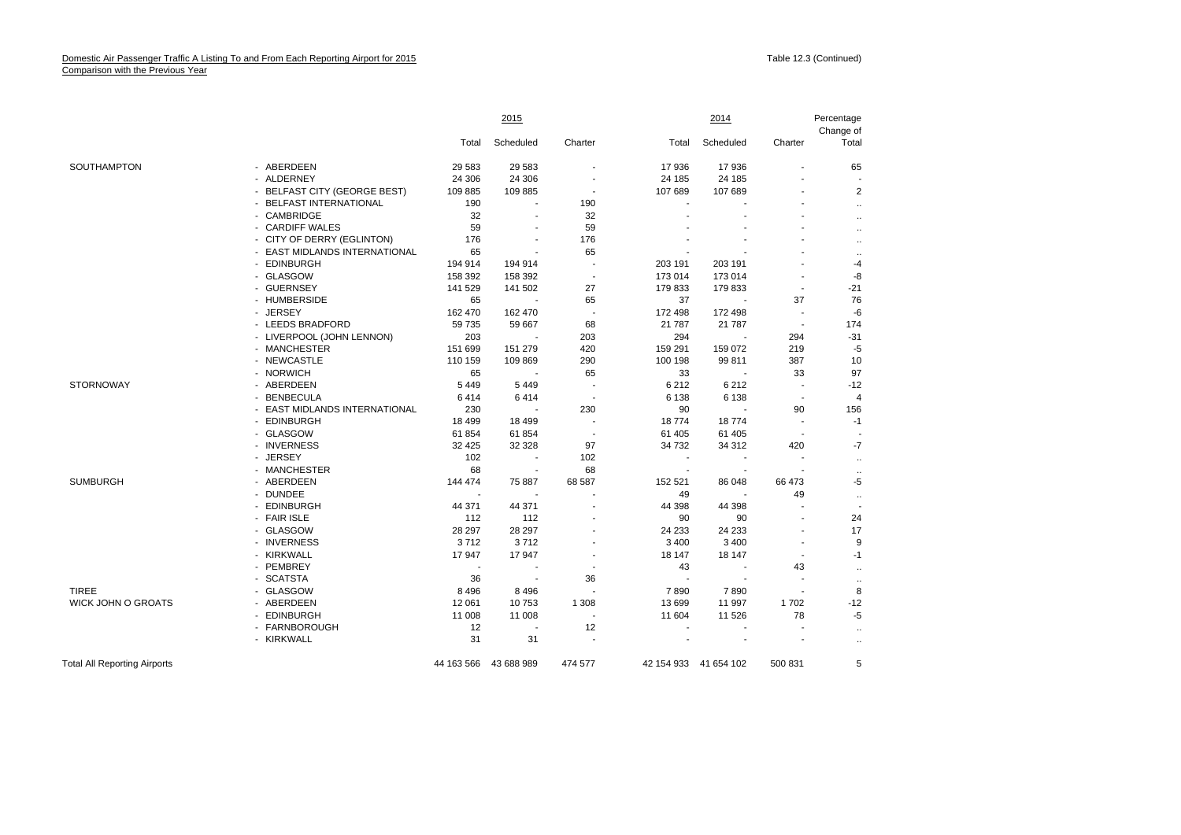Domestic Air Passenger Traffic A Listing To and From Each Reporting Airport for 2015
Comparison with the Previous Year

Table 12.3 (Continued)

| | | 2015 | | | 2014 | | | Percentage Change of |
|---|---|---|---|---|---|---|---|---|
| | | Total | Scheduled | Charter | Total | Scheduled | Charter | Total |
| SOUTHAMPTON | - ABERDEEN | 29 583 | 29 583 | - | 17 936 | 17 936 | - | 65 |
| | - ALDERNEY | 24 306 | 24 306 | - | 24 185 | 24 185 | - | - |
| | - BELFAST CITY (GEORGE BEST) | 109 885 | 109 885 | - | 107 689 | 107 689 | - | 2 |
| | - BELFAST INTERNATIONAL | 190 | - | 190 | - | - | - | .. |
| | - CAMBRIDGE | 32 | - | 32 | - | - | - | .. |
| | - CARDIFF WALES | 59 | - | 59 | - | - | - | .. |
| | - CITY OF DERRY (EGLINTON) | 176 | - | 176 | - | - | - | .. |
| | - EAST MIDLANDS INTERNATIONAL | 65 | - | 65 | - | - | - | .. |
| | - EDINBURGH | 194 914 | 194 914 | - | 203 191 | 203 191 | - | -4 |
| | - GLASGOW | 158 392 | 158 392 | - | 173 014 | 173 014 | - | -8 |
| | - GUERNSEY | 141 529 | 141 502 | 27 | 179 833 | 179 833 | - | -21 |
| | - HUMBERSIDE | 65 | - | 65 | 37 | - | 37 | 76 |
| | - JERSEY | 162 470 | 162 470 | - | 172 498 | 172 498 | - | -6 |
| | - LEEDS BRADFORD | 59 735 | 59 667 | 68 | 21 787 | 21 787 | - | 174 |
| | - LIVERPOOL (JOHN LENNON) | 203 | - | 203 | 294 | - | 294 | -31 |
| | - MANCHESTER | 151 699 | 151 279 | 420 | 159 291 | 159 072 | 219 | -5 |
| | - NEWCASTLE | 110 159 | 109 869 | 290 | 100 198 | 99 811 | 387 | 10 |
| | - NORWICH | 65 | - | 65 | 33 | - | 33 | 97 |
| STORNOWAY | - ABERDEEN | 5 449 | 5 449 | - | 6 212 | 6 212 | - | -12 |
| | - BENBECULA | 6 414 | 6 414 | - | 6 138 | 6 138 | - | 4 |
| | - EAST MIDLANDS INTERNATIONAL | 230 | - | 230 | 90 | - | 90 | 156 |
| | - EDINBURGH | 18 499 | 18 499 | - | 18 774 | 18 774 | - | -1 |
| | - GLASGOW | 61 854 | 61 854 | - | 61 405 | 61 405 | - | - |
| | - INVERNESS | 32 425 | 32 328 | 97 | 34 732 | 34 312 | 420 | -7 |
| | - JERSEY | 102 | - | 102 | - | - | - | .. |
| | - MANCHESTER | 68 | - | 68 | - | - | - | .. |
| SUMBURGH | - ABERDEEN | 144 474 | 75 887 | 68 587 | 152 521 | 86 048 | 66 473 | -5 |
| | - DUNDEE | - | - | - | 49 | - | 49 | .. |
| | - EDINBURGH | 44 371 | 44 371 | - | 44 398 | 44 398 | - | - |
| | - FAIR ISLE | 112 | 112 | - | 90 | 90 | - | 24 |
| | - GLASGOW | 28 297 | 28 297 | - | 24 233 | 24 233 | - | 17 |
| | - INVERNESS | 3 712 | 3 712 | - | 3 400 | 3 400 | - | 9 |
| | - KIRKWALL | 17 947 | 17 947 | - | 18 147 | 18 147 | - | -1 |
| | - PEMBREY | - | - | - | 43 | - | 43 | .. |
| | - SCATSTA | 36 | - | 36 | - | - | - | .. |
| TIREE | - GLASGOW | 8 496 | 8 496 | - | 7 890 | 7 890 | - | 8 |
| WICK JOHN O GROATS | - ABERDEEN | 12 061 | 10 753 | 1 308 | 13 699 | 11 997 | 1 702 | -12 |
| | - EDINBURGH | 11 008 | 11 008 | - | 11 604 | 11 526 | 78 | -5 |
| | - FARNBOROUGH | 12 | - | 12 | - | - | - | .. |
| | - KIRKWALL | 31 | 31 | - | - | - | - | .. |
| Total All Reporting Airports | | 44 163 566 | 43 688 989 | 474 577 | 42 154 933 | 41 654 102 | 500 831 | 5 |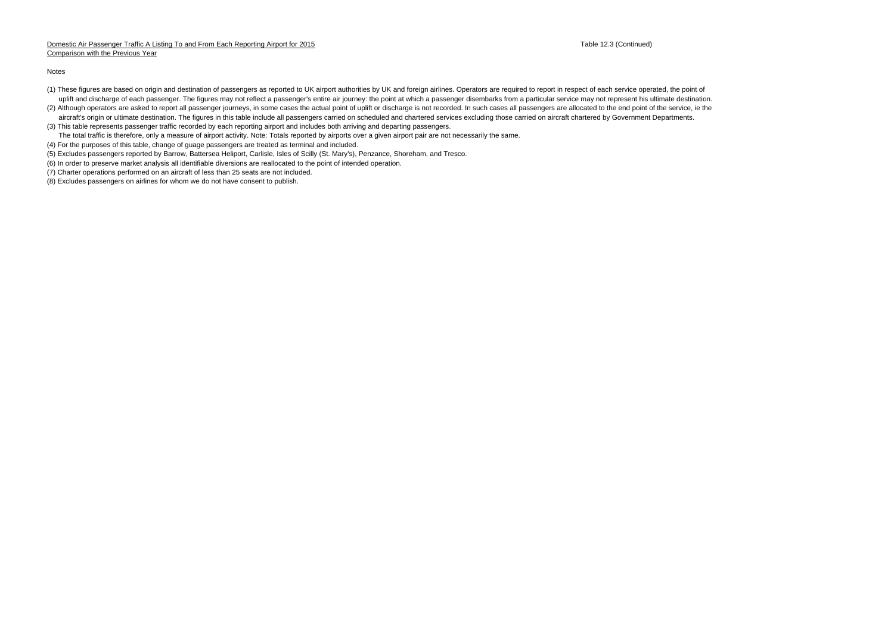Domestic Air Passenger Traffic A Listing To and From Each Reporting Airport for 2015
Comparison with the Previous Year

Table 12.3 (Continued)

Notes

(1) These figures are based on origin and destination of passengers as reported to UK airport authorities by UK and foreign airlines. Operators are required to report in respect of each service operated, the point of uplift and discharge of each passenger. The figures may not reflect a passenger's entire air journey: the point at which a passenger disembarks from a particular service may not represent his ultimate destination.

(2) Although operators are asked to report all passenger journeys, in some cases the actual point of uplift or discharge is not recorded. In such cases all passengers are allocated to the end point of the service, ie the aircraft's origin or ultimate destination. The figures in this table include all passengers carried on scheduled and chartered services excluding those carried on aircraft chartered by Government Departments.

(3) This table represents passenger traffic recorded by each reporting airport and includes both arriving and departing passengers.
The total traffic is therefore, only a measure of airport activity. Note: Totals reported by airports over a given airport pair are not necessarily the same.

(4) For the purposes of this table, change of guage passengers are treated as terminal and included.

(5) Excludes passengers reported by Barrow, Battersea Heliport, Carlisle, Isles of Scilly (St. Mary's), Penzance, Shoreham, and Tresco.

(6) In order to preserve market analysis all identifiable diversions are reallocated to the point of intended operation.

(7) Charter operations performed on an aircraft of less than 25 seats are not included.

(8) Excludes passengers on airlines for whom we do not have consent to publish.